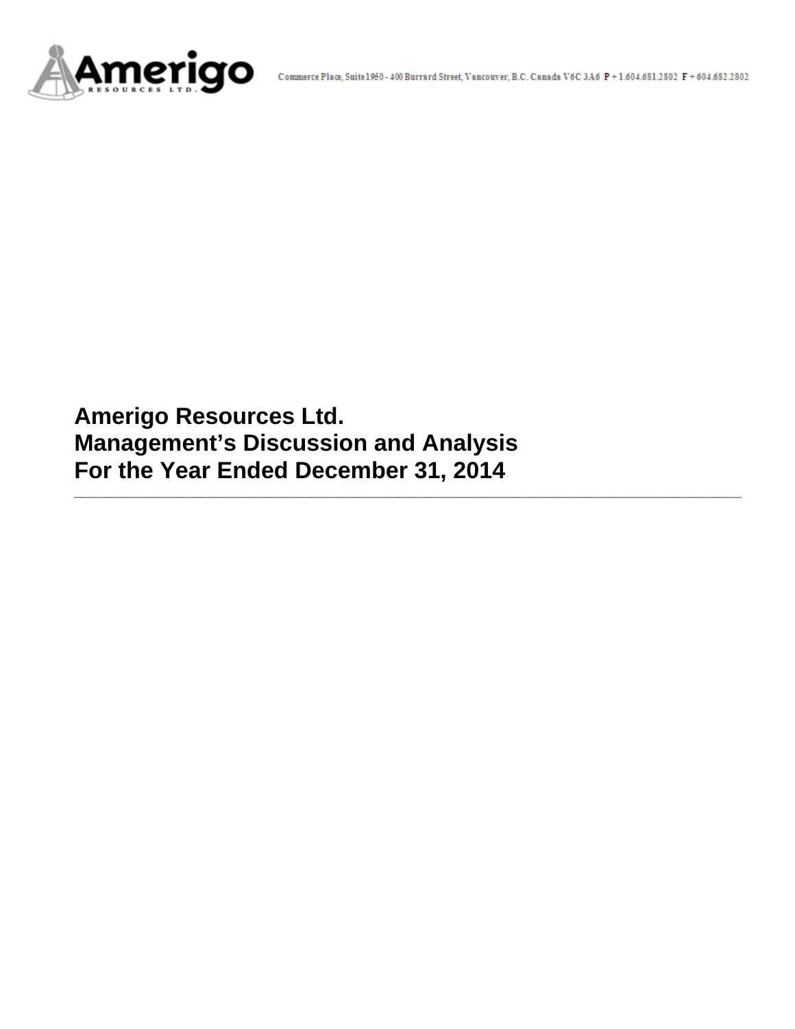Commerce Place, Suite 1950 - 400 Burrard Street, Vancouver, B.C. Canada V6C 3A6 P + 1.604.681.2802 F + 604.682.2802

# Amerigo Resources Ltd.
# Management's Discussion and Analysis
# For the Year Ended December 31, 2014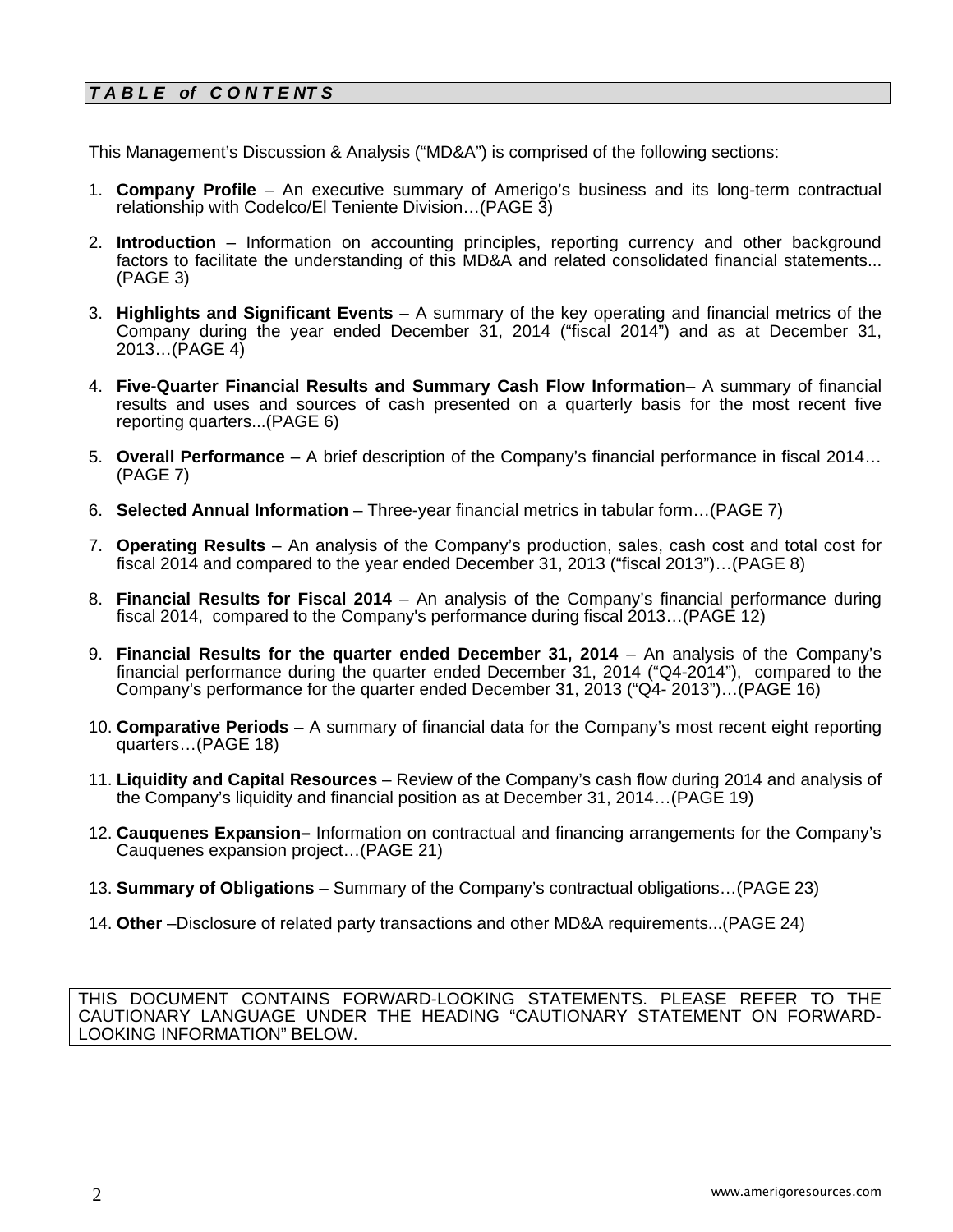## *T A B L E of C O N T E NT S*

This Management's Discussion & Analysis ("MD&A") is comprised of the following sections:

1. **Company Profile** – An executive summary of Amerigo's business and its long-term contractual relationship with Codelco/El Teniente Division…(PAGE 3)

2. **Introduction** – Information on accounting principles, reporting currency and other background factors to facilitate the understanding of this MD&A and related consolidated financial statements... (PAGE 3)

3. **Highlights and Significant Events** – A summary of the key operating and financial metrics of the Company during the year ended December 31, 2014 ("fiscal 2014") and as at December 31, 2013…(PAGE 4)

4. **Five-Quarter Financial Results and Summary Cash Flow Information**– A summary of financial results and uses and sources of cash presented on a quarterly basis for the most recent five reporting quarters...(PAGE 6)

5. **Overall Performance** – A brief description of the Company's financial performance in fiscal 2014… (PAGE 7)

6. **Selected Annual Information** – Three-year financial metrics in tabular form…(PAGE 7)

7. **Operating Results** – An analysis of the Company's production, sales, cash cost and total cost for fiscal 2014 and compared to the year ended December 31, 2013 ("fiscal 2013")…(PAGE 8)

8. **Financial Results for Fiscal 2014** – An analysis of the Company's financial performance during fiscal 2014, compared to the Company's performance during fiscal 2013…(PAGE 12)

9. **Financial Results for the quarter ended December 31, 2014** – An analysis of the Company's financial performance during the quarter ended December 31, 2014 ("Q4-2014"), compared to the Company's performance for the quarter ended December 31, 2013 ("Q4- 2013")…(PAGE 16)

10. **Comparative Periods** – A summary of financial data for the Company's most recent eight reporting quarters…(PAGE 18)

11. **Liquidity and Capital Resources** – Review of the Company's cash flow during 2014 and analysis of the Company's liquidity and financial position as at December 31, 2014…(PAGE 19)

12. **Cauquenes Expansion–** Information on contractual and financing arrangements for the Company's Cauquenes expansion project…(PAGE 21)

13. **Summary of Obligations** – Summary of the Company's contractual obligations…(PAGE 23)

14. **Other** –Disclosure of related party transactions and other MD&A requirements...(PAGE 24)

THIS DOCUMENT CONTAINS FORWARD-LOOKING STATEMENTS. PLEASE REFER TO THE CAUTIONARY LANGUAGE UNDER THE HEADING "CAUTIONARY STATEMENT ON FORWARD-LOOKING INFORMATION" BELOW.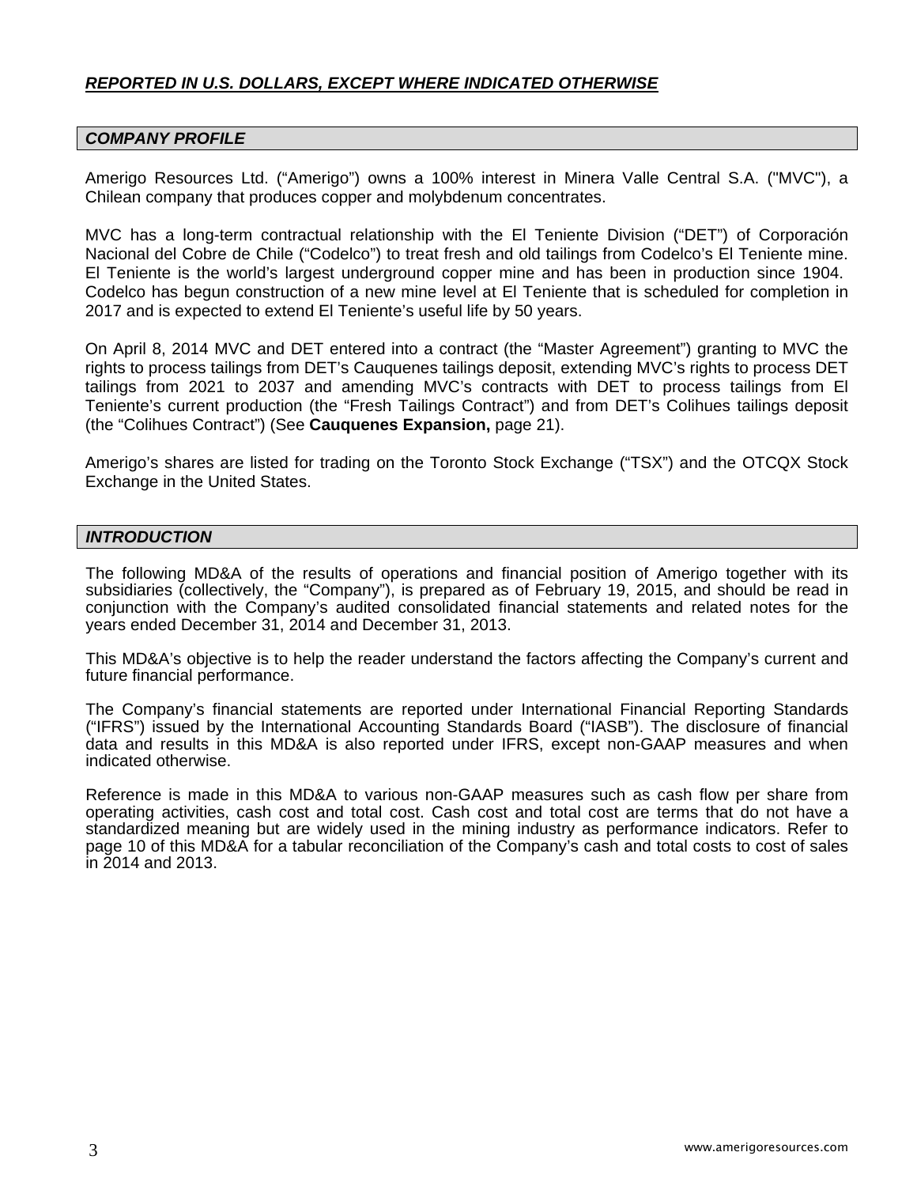***REPORTED IN U.S. DOLLARS, EXCEPT WHERE INDICATED OTHERWISE***

## *COMPANY PROFILE*

Amerigo Resources Ltd. (“Amerigo”) owns a 100% interest in Minera Valle Central S.A. ("MVC"), a Chilean company that produces copper and molybdenum concentrates.

MVC has a long-term contractual relationship with the El Teniente Division (“DET”) of Corporación Nacional del Cobre de Chile (“Codelco”) to treat fresh and old tailings from Codelco’s El Teniente mine. El Teniente is the world’s largest underground copper mine and has been in production since 1904. Codelco has begun construction of a new mine level at El Teniente that is scheduled for completion in 2017 and is expected to extend El Teniente’s useful life by 50 years.

On April 8, 2014 MVC and DET entered into a contract (the “Master Agreement”) granting to MVC the rights to process tailings from DET’s Cauquenes tailings deposit, extending MVC’s rights to process DET tailings from 2021 to 2037 and amending MVC’s contracts with DET to process tailings from El Teniente’s current production (the “Fresh Tailings Contract”) and from DET’s Colihues tailings deposit (the “Colihues Contract”) (See **Cauquenes Expansion,** page 21).

Amerigo’s shares are listed for trading on the Toronto Stock Exchange (“TSX”) and the OTCQX Stock Exchange in the United States.

## *INTRODUCTION*

The following MD&A of the results of operations and financial position of Amerigo together with its subsidiaries (collectively, the “Company”), is prepared as of February 19, 2015, and should be read in conjunction with the Company’s audited consolidated financial statements and related notes for the years ended December 31, 2014 and December 31, 2013.

This MD&A’s objective is to help the reader understand the factors affecting the Company’s current and future financial performance.

The Company’s financial statements are reported under International Financial Reporting Standards (“IFRS”) issued by the International Accounting Standards Board (“IASB”). The disclosure of financial data and results in this MD&A is also reported under IFRS, except non-GAAP measures and when indicated otherwise.

Reference is made in this MD&A to various non-GAAP measures such as cash flow per share from operating activities, cash cost and total cost. Cash cost and total cost are terms that do not have a standardized meaning but are widely used in the mining industry as performance indicators. Refer to page 10 of this MD&A for a tabular reconciliation of the Company’s cash and total costs to cost of sales in 2014 and 2013.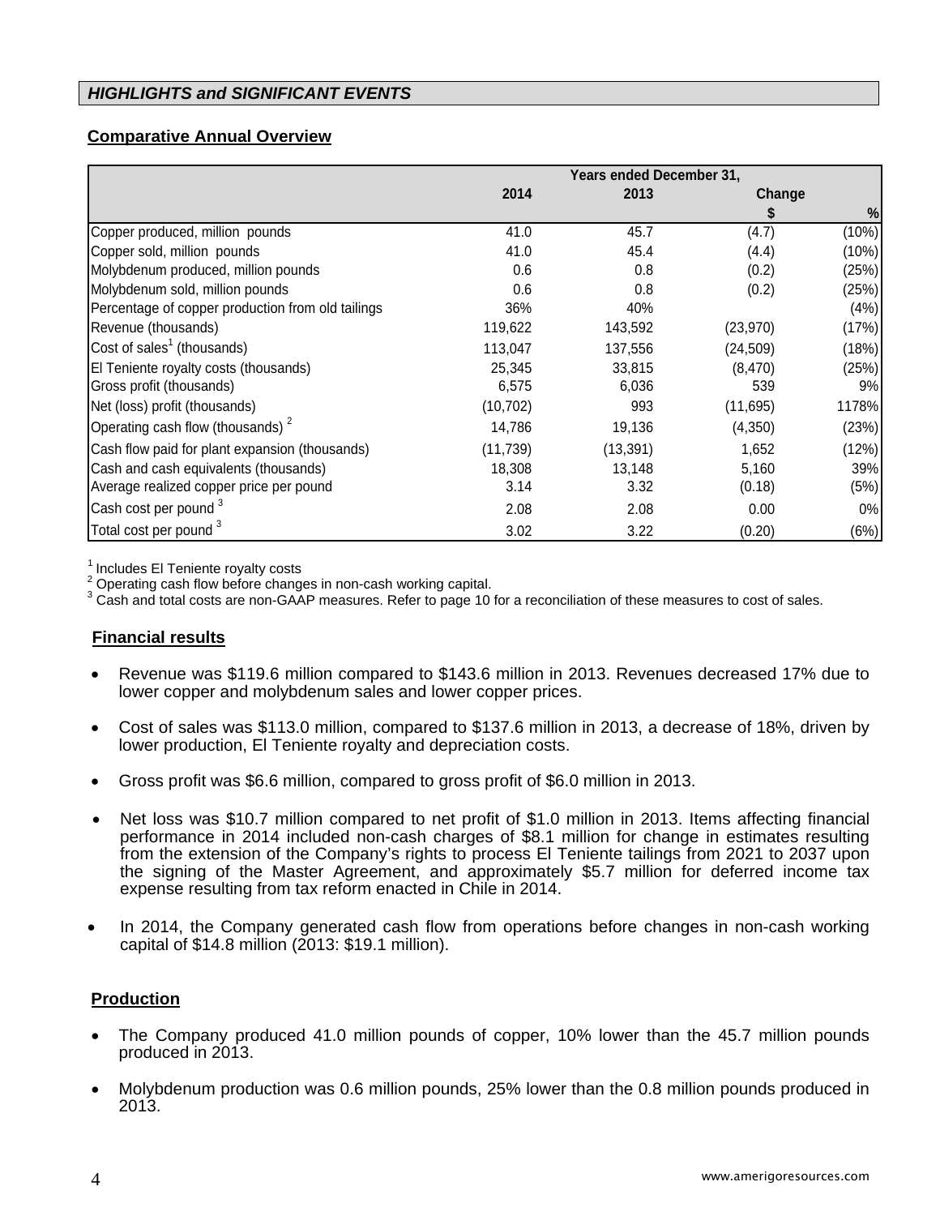## *HIGHLIGHTS and SIGNIFICANT EVENTS*

### Comparative Annual Overview

| | Years ended December 31, | | | |
|---|---|---|---|---|
| | 2014 | 2013 | Change | |
| | | | $ | % |
| Copper produced, million pounds | 41.0 | 45.7 | (4.7) | (10%) |
| Copper sold, million pounds | 41.0 | 45.4 | (4.4) | (10%) |
| Molybdenum produced, million pounds | 0.6 | 0.8 | (0.2) | (25%) |
| Molybdenum sold, million pounds | 0.6 | 0.8 | (0.2) | (25%) |
| Percentage of copper production from old tailings | 36% | 40% | | (4%) |
| Revenue (thousands) | 119,622 | 143,592 | (23,970) | (17%) |
| Cost of sales[1] (thousands) | 113,047 | 137,556 | (24,509) | (18%) |
| El Teniente royalty costs (thousands) | 25,345 | 33,815 | (8,470) | (25%) |
| Gross profit (thousands) | 6,575 | 6,036 | 539 | 9% |
| Net (loss) profit (thousands) | (10,702) | 993 | (11,695) | 1178% |
| Operating cash flow (thousands) [2] | 14,786 | 19,136 | (4,350) | (23%) |
| Cash flow paid for plant expansion (thousands) | (11,739) | (13,391) | 1,652 | (12%) |
| Cash and cash equivalents (thousands) | 18,308 | 13,148 | 5,160 | 39% |
| Average realized copper price per pound | 3.14 | 3.32 | (0.18) | (5%) |
| Cash cost per pound [3] | 2.08 | 2.08 | 0.00 | 0% |
| Total cost per pound [3] | 3.02 | 3.22 | (0.20) | (6%) |

[1] Includes El Teniente royalty costs
[2] Operating cash flow before changes in non-cash working capital.
[3] Cash and total costs are non-GAAP measures. Refer to page 10 for a reconciliation of these measures to cost of sales.

### Financial results

- Revenue was $119.6 million compared to $143.6 million in 2013. Revenues decreased 17% due to lower copper and molybdenum sales and lower copper prices.
- Cost of sales was $113.0 million, compared to $137.6 million in 2013, a decrease of 18%, driven by lower production, El Teniente royalty and depreciation costs.
- Gross profit was $6.6 million, compared to gross profit of $6.0 million in 2013.
- Net loss was $10.7 million compared to net profit of $1.0 million in 2013. Items affecting financial performance in 2014 included non-cash charges of $8.1 million for change in estimates resulting from the extension of the Company's rights to process El Teniente tailings from 2021 to 2037 upon the signing of the Master Agreement, and approximately $5.7 million for deferred income tax expense resulting from tax reform enacted in Chile in 2014.
- In 2014, the Company generated cash flow from operations before changes in non-cash working capital of $14.8 million (2013: $19.1 million).

### Production

- The Company produced 41.0 million pounds of copper, 10% lower than the 45.7 million pounds produced in 2013.
- Molybdenum production was 0.6 million pounds, 25% lower than the 0.8 million pounds produced in 2013.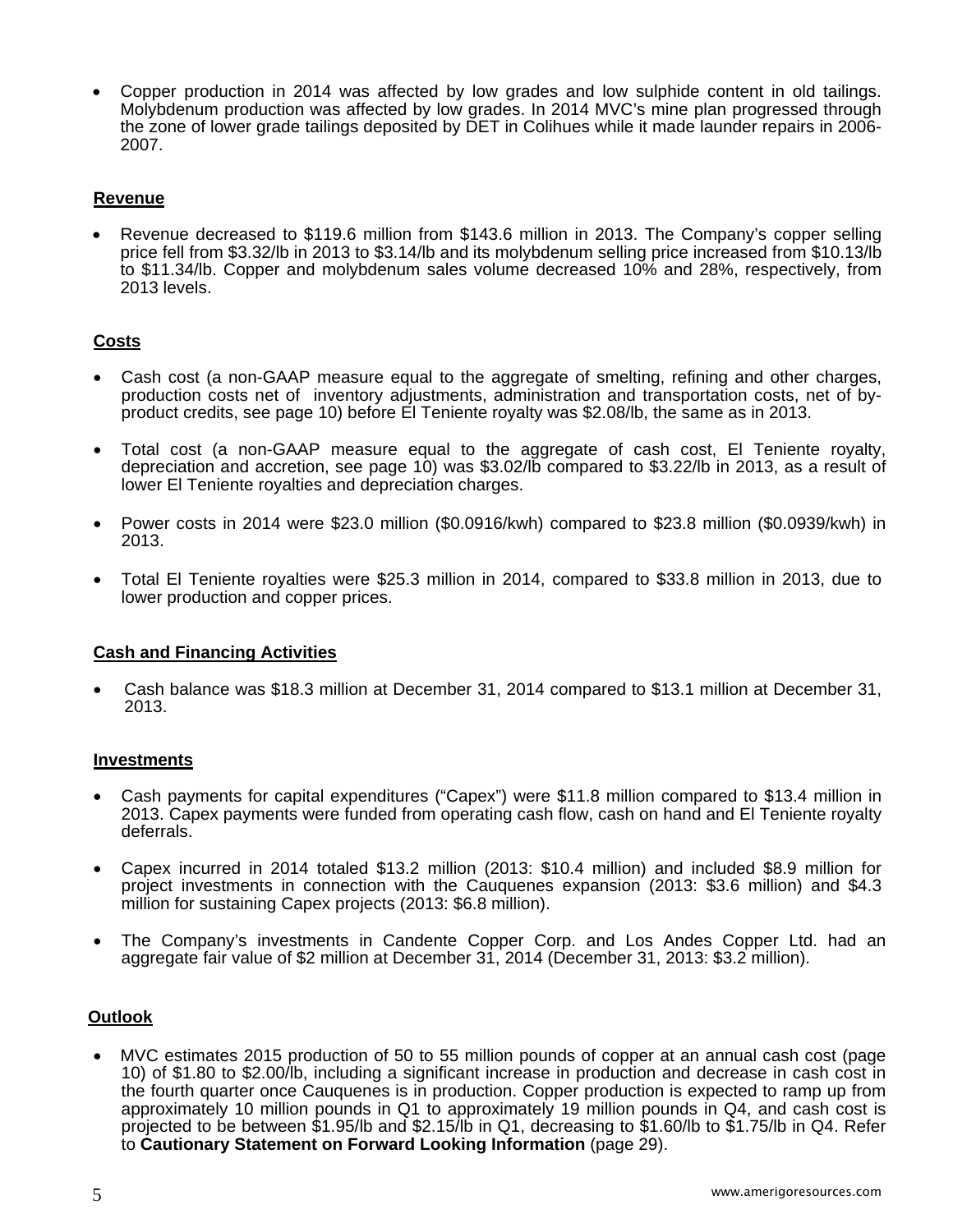- Copper production in 2014 was affected by low grades and low sulphide content in old tailings. Molybdenum production was affected by low grades. In 2014 MVC's mine plan progressed through the zone of lower grade tailings deposited by DET in Colihues while it made launder repairs in 2006-2007.

**Revenue**

- Revenue decreased to $119.6 million from $143.6 million in 2013. The Company's copper selling price fell from $3.32/lb in 2013 to $3.14/lb and its molybdenum selling price increased from $10.13/lb to $11.34/lb. Copper and molybdenum sales volume decreased 10% and 28%, respectively, from 2013 levels.

**Costs**

- Cash cost (a non-GAAP measure equal to the aggregate of smelting, refining and other charges, production costs net of inventory adjustments, administration and transportation costs, net of by-product credits, see page 10) before El Teniente royalty was $2.08/lb, the same as in 2013.

- Total cost (a non-GAAP measure equal to the aggregate of cash cost, El Teniente royalty, depreciation and accretion, see page 10) was $3.02/lb compared to $3.22/lb in 2013, as a result of lower El Teniente royalties and depreciation charges.

- Power costs in 2014 were $23.0 million ($0.0916/kwh) compared to $23.8 million ($0.0939/kwh) in 2013.

- Total El Teniente royalties were $25.3 million in 2014, compared to $33.8 million in 2013, due to lower production and copper prices.

**Cash and Financing Activities**

- Cash balance was $18.3 million at December 31, 2014 compared to $13.1 million at December 31, 2013.

**Investments**

- Cash payments for capital expenditures ("Capex") were $11.8 million compared to $13.4 million in 2013. Capex payments were funded from operating cash flow, cash on hand and El Teniente royalty deferrals.

- Capex incurred in 2014 totaled $13.2 million (2013: $10.4 million) and included $8.9 million for project investments in connection with the Cauquenes expansion (2013: $3.6 million) and $4.3 million for sustaining Capex projects (2013: $6.8 million).

- The Company's investments in Candente Copper Corp. and Los Andes Copper Ltd. had an aggregate fair value of $2 million at December 31, 2014 (December 31, 2013: $3.2 million).

**Outlook**

- MVC estimates 2015 production of 50 to 55 million pounds of copper at an annual cash cost (page 10) of $1.80 to $2.00/lb, including a significant increase in production and decrease in cash cost in the fourth quarter once Cauquenes is in production. Copper production is expected to ramp up from approximately 10 million pounds in Q1 to approximately 19 million pounds in Q4, and cash cost is projected to be between $1.95/lb and $2.15/lb in Q1, decreasing to $1.60/lb to $1.75/lb in Q4. Refer to **Cautionary Statement on Forward Looking Information** (page 29).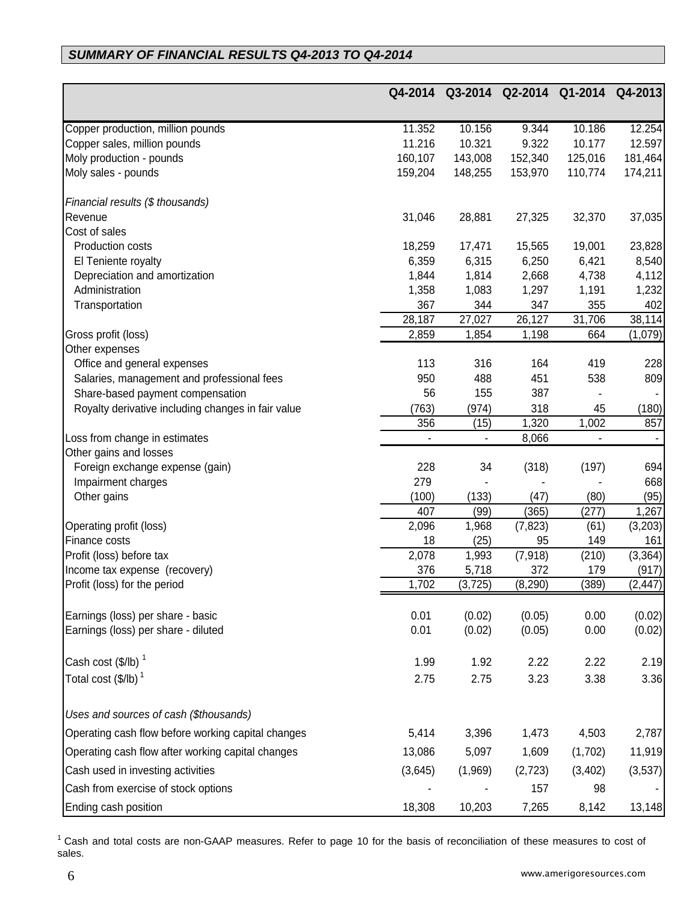## *SUMMARY OF FINANCIAL RESULTS Q4-2013 TO Q4-2014*

| | Q4-2014 | Q3-2014 | Q2-2014 | Q1-2014 | Q4-2013 |
|---|---|---|---|---|---|
| Copper production, million pounds | 11.352 | 10.156 | 9.344 | 10.186 | 12.254 |
| Copper sales, million pounds | 11.216 | 10.321 | 9.322 | 10.177 | 12.597 |
| Moly production - pounds | 160,107 | 143,008 | 152,340 | 125,016 | 181,464 |
| Moly sales - pounds | 159,204 | 148,255 | 153,970 | 110,774 | 174,211 |
| *Financial results ($ thousands)* | | | | | |
| Revenue | 31,046 | 28,881 | 27,325 | 32,370 | 37,035 |
| Cost of sales | | | | | |
| Production costs | 18,259 | 17,471 | 15,565 | 19,001 | 23,828 |
| El Teniente royalty | 6,359 | 6,315 | 6,250 | 6,421 | 8,540 |
| Depreciation and amortization | 1,844 | 1,814 | 2,668 | 4,738 | 4,112 |
| Administration | 1,358 | 1,083 | 1,297 | 1,191 | 1,232 |
| Transportation | 367 | 344 | 347 | 355 | 402 |
| | 28,187 | 27,027 | 26,127 | 31,706 | 38,114 |
| Gross profit (loss) | 2,859 | 1,854 | 1,198 | 664 | (1,079) |
| Other expenses | | | | | |
| Office and general expenses | 113 | 316 | 164 | 419 | 228 |
| Salaries, management and professional fees | 950 | 488 | 451 | 538 | 809 |
| Share-based payment compensation | 56 | 155 | 387 | - | - |
| Royalty derivative including changes in fair value | (763) | (974) | 318 | 45 | (180) |
| | 356 | (15) | 1,320 | 1,002 | 857 |
| Loss from change in estimates | - | - | 8,066 | - | - |
| Other gains and losses | | | | | |
| Foreign exchange expense (gain) | 228 | 34 | (318) | (197) | 694 |
| Impairment charges | 279 | - | - | - | 668 |
| Other gains | (100) | (133) | (47) | (80) | (95) |
| | 407 | (99) | (365) | (277) | 1,267 |
| Operating profit (loss) | 2,096 | 1,968 | (7,823) | (61) | (3,203) |
| Finance costs | 18 | (25) | 95 | 149 | 161 |
| Profit (loss) before tax | 2,078 | 1,993 | (7,918) | (210) | (3,364) |
| Income tax expense (recovery) | 376 | 5,718 | 372 | 179 | (917) |
| Profit (loss) for the period | 1,702 | (3,725) | (8,290) | (389) | (2,447) |
| Earnings (loss) per share - basic | 0.01 | (0.02) | (0.05) | 0.00 | (0.02) |
| Earnings (loss) per share - diluted | 0.01 | (0.02) | (0.05) | 0.00 | (0.02) |
| Cash cost ($/lb) [1] | 1.99 | 1.92 | 2.22 | 2.22 | 2.19 |
| Total cost ($/lb) [1] | 2.75 | 2.75 | 3.23 | 3.38 | 3.36 |
| *Uses and sources of cash ($thousands)* | | | | | |
| Operating cash flow before working capital changes | 5,414 | 3,396 | 1,473 | 4,503 | 2,787 |
| Operating cash flow after working capital changes | 13,086 | 5,097 | 1,609 | (1,702) | 11,919 |
| Cash used in investing activities | (3,645) | (1,969) | (2,723) | (3,402) | (3,537) |
| Cash from exercise of stock options | - | - | 157 | 98 | - |
| Ending cash position | 18,308 | 10,203 | 7,265 | 8,142 | 13,148 |

[1] Cash and total costs are non-GAAP measures. Refer to page 10 for the basis of reconciliation of these measures to cost of sales.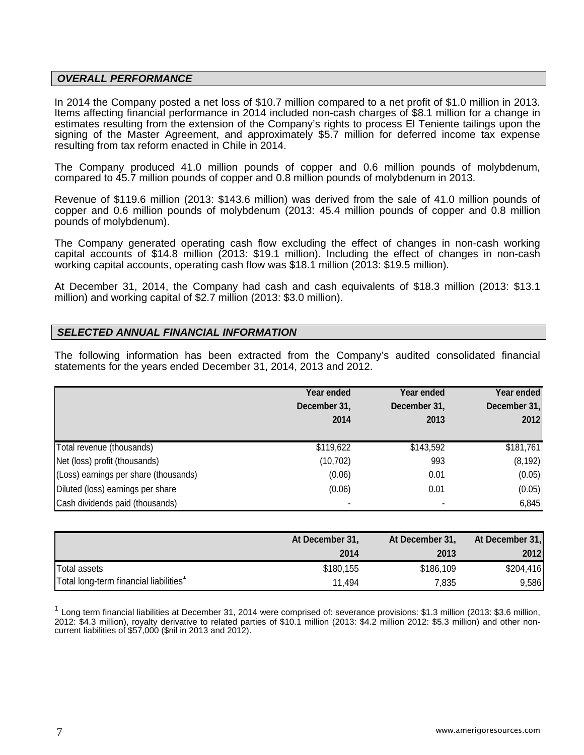## *OVERALL PERFORMANCE*

In 2014 the Company posted a net loss of $10.7 million compared to a net profit of $1.0 million in 2013. Items affecting financial performance in 2014 included non-cash charges of $8.1 million for a change in estimates resulting from the extension of the Company's rights to process El Teniente tailings upon the signing of the Master Agreement, and approximately $5.7 million for deferred income tax expense resulting from tax reform enacted in Chile in 2014.

The Company produced 41.0 million pounds of copper and 0.6 million pounds of molybdenum, compared to 45.7 million pounds of copper and 0.8 million pounds of molybdenum in 2013.

Revenue of $119.6 million (2013: $143.6 million) was derived from the sale of 41.0 million pounds of copper and 0.6 million pounds of molybdenum (2013: 45.4 million pounds of copper and 0.8 million pounds of molybdenum).

The Company generated operating cash flow excluding the effect of changes in non-cash working capital accounts of $14.8 million (2013: $19.1 million). Including the effect of changes in non-cash working capital accounts, operating cash flow was $18.1 million (2013: $19.5 million).

At December 31, 2014, the Company had cash and cash equivalents of $18.3 million (2013: $13.1 million) and working capital of $2.7 million (2013: $3.0 million).

## *SELECTED ANNUAL FINANCIAL INFORMATION*

The following information has been extracted from the Company's audited consolidated financial statements for the years ended December 31, 2014, 2013 and 2012.

| | Year ended December 31, 2014 | Year ended December 31, 2013 | Year ended December 31, 2012 |
|---|---|---|---|
| Total revenue (thousands) | $119,622 | $143,592 | $181,761 |
| Net (loss) profit (thousands) | (10,702) | 993 | (8,192) |
| (Loss) earnings per share (thousands) | (0.06) | 0.01 | (0.05) |
| Diluted (loss) earnings per share | (0.06) | 0.01 | (0.05) |
| Cash dividends paid (thousands) | - | - | 6,845 |

| | At December 31, 2014 | At December 31, 2013 | At December 31, 2012 |
|---|---|---|---|
| Total assets | $180,155 | $186,109 | $204,416 |
| Total long-term financial liabilities[1] | 11,494 | 7,835 | 9,586 |

[1] Long term financial liabilities at December 31, 2014 were comprised of: severance provisions: $1.3 million (2013: $3.6 million, 2012: $4.3 million), royalty derivative to related parties of $10.1 million (2013: $4.2 million 2012: $5.3 million) and other non-current liabilities of $57,000 ($nil in 2013 and 2012).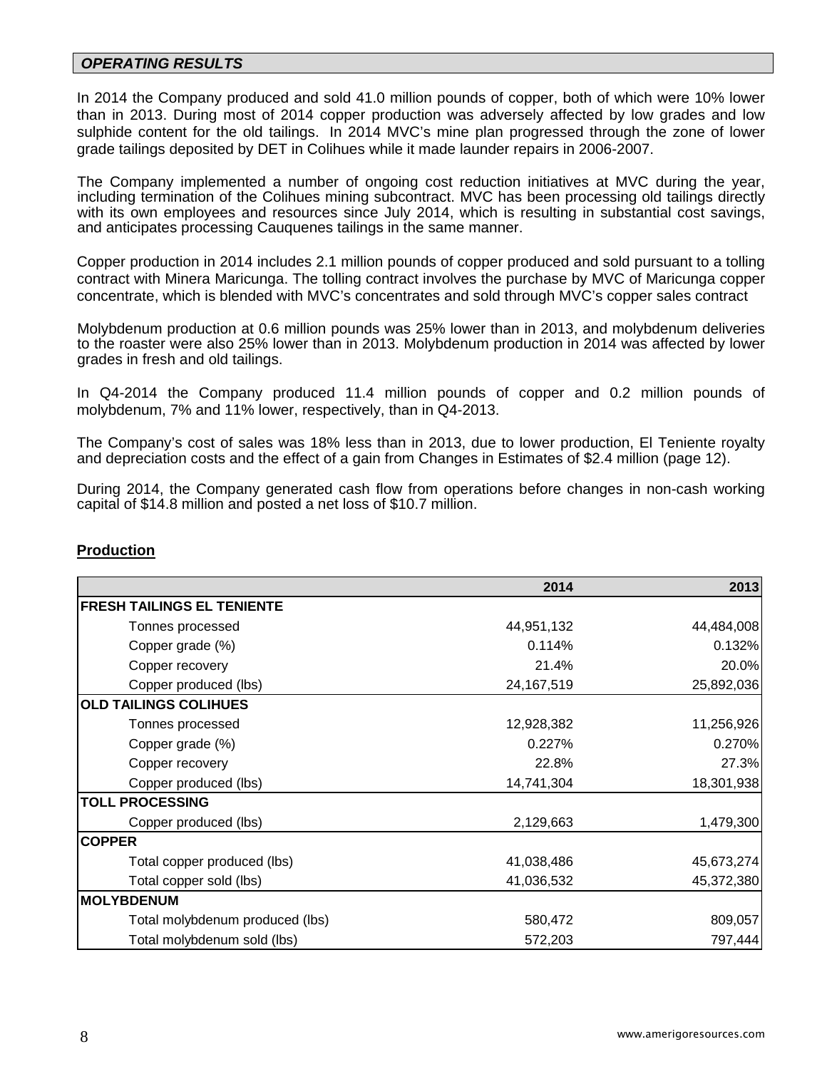## ***OPERATING RESULTS***

In 2014 the Company produced and sold 41.0 million pounds of copper, both of which were 10% lower than in 2013. During most of 2014 copper production was adversely affected by low grades and low sulphide content for the old tailings. In 2014 MVC's mine plan progressed through the zone of lower grade tailings deposited by DET in Colihues while it made launder repairs in 2006-2007.

The Company implemented a number of ongoing cost reduction initiatives at MVC during the year, including termination of the Colihues mining subcontract. MVC has been processing old tailings directly with its own employees and resources since July 2014, which is resulting in substantial cost savings, and anticipates processing Cauquenes tailings in the same manner.

Copper production in 2014 includes 2.1 million pounds of copper produced and sold pursuant to a tolling contract with Minera Maricunga. The tolling contract involves the purchase by MVC of Maricunga copper concentrate, which is blended with MVC's concentrates and sold through MVC's copper sales contract

Molybdenum production at 0.6 million pounds was 25% lower than in 2013, and molybdenum deliveries to the roaster were also 25% lower than in 2013. Molybdenum production in 2014 was affected by lower grades in fresh and old tailings.

In Q4-2014 the Company produced 11.4 million pounds of copper and 0.2 million pounds of molybdenum, 7% and 11% lower, respectively, than in Q4-2013.

The Company's cost of sales was 18% less than in 2013, due to lower production, El Teniente royalty and depreciation costs and the effect of a gain from Changes in Estimates of $2.4 million (page 12).

During 2014, the Company generated cash flow from operations before changes in non-cash working capital of $14.8 million and posted a net loss of $10.7 million.

**Production**

| | 2014 | 2013 |
|---|---|---|
| **FRESH TAILINGS EL TENIENTE** | | |
| Tonnes processed | 44,951,132 | 44,484,008 |
| Copper grade (%) | 0.114% | 0.132% |
| Copper recovery | 21.4% | 20.0% |
| Copper produced (lbs) | 24,167,519 | 25,892,036 |
| **OLD TAILINGS COLIHUES** | | |
| Tonnes processed | 12,928,382 | 11,256,926 |
| Copper grade (%) | 0.227% | 0.270% |
| Copper recovery | 22.8% | 27.3% |
| Copper produced (lbs) | 14,741,304 | 18,301,938 |
| **TOLL PROCESSING** | | |
| Copper produced (lbs) | 2,129,663 | 1,479,300 |
| **COPPER** | | |
| Total copper produced (lbs) | 41,038,486 | 45,673,274 |
| Total copper sold (lbs) | 41,036,532 | 45,372,380 |
| **MOLYBDENUM** | | |
| Total molybdenum produced (lbs) | 580,472 | 809,057 |
| Total molybdenum sold (lbs) | 572,203 | 797,444 |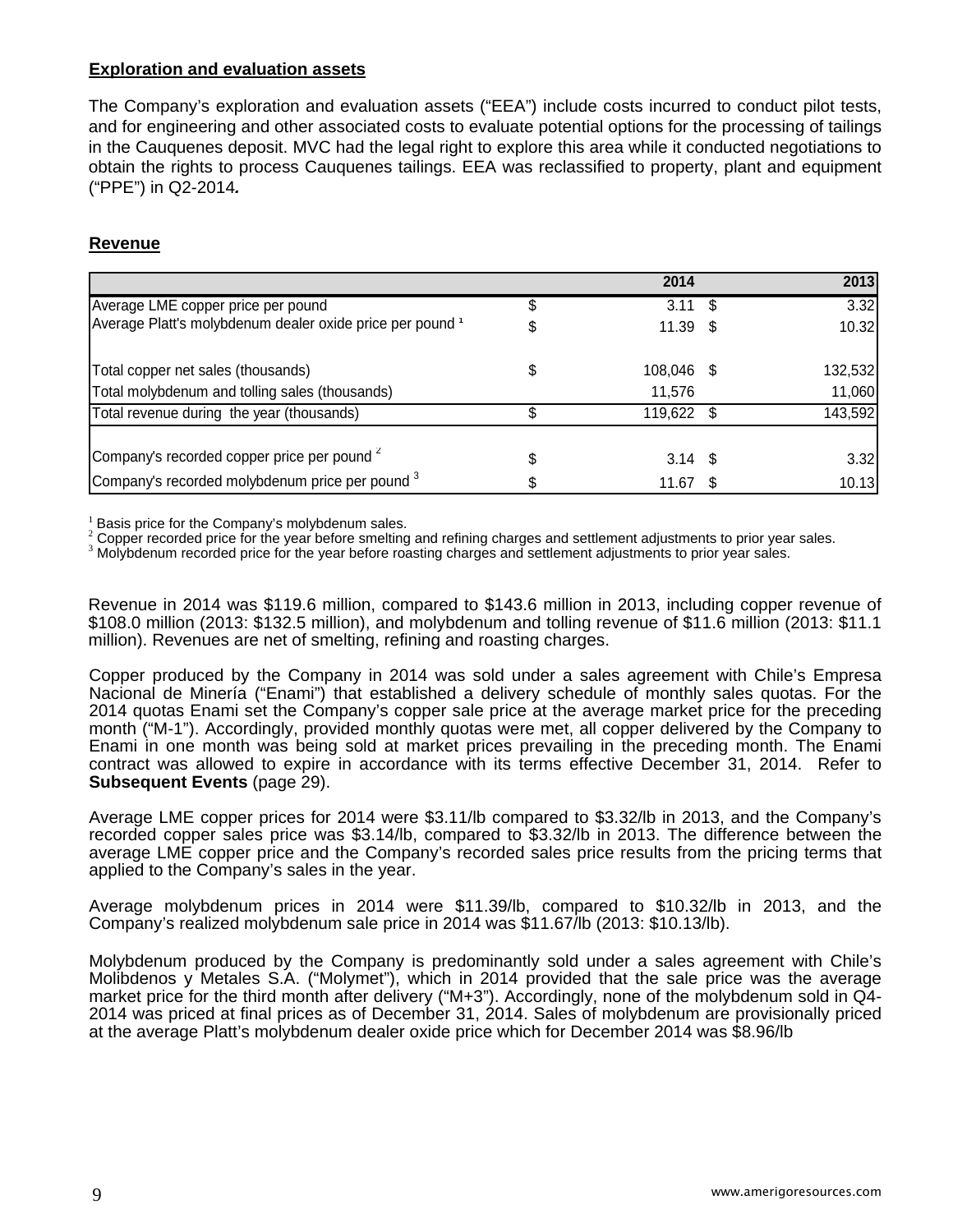**Exploration and evaluation assets**

The Company's exploration and evaluation assets ("EEA") include costs incurred to conduct pilot tests, and for engineering and other associated costs to evaluate potential options for the processing of tailings in the Cauquenes deposit. MVC had the legal right to explore this area while it conducted negotiations to obtain the rights to process Cauquenes tailings. EEA was reclassified to property, plant and equipment ("PPE") in Q2-2014***.***

**Revenue**

| | 2014 | 2013 |
|---|---|---|
| Average LME copper price per pound | $ 3.11 | $ 3.32 |
| Average Platt's molybdenum dealer oxide price per pound [1] | $ 11.39 | $ 10.32 |
| Total copper net sales (thousands) | $ 108,046 | $ 132,532 |
| Total molybdenum and tolling sales (thousands) | 11,576 | 11,060 |
| Total revenue during the year (thousands) | $ 119,622 | $ 143,592 |
| Company's recorded copper price per pound [2] | $ 3.14 | $ 3.32 |
| Company's recorded molybdenum price per pound [3] | $ 11.67 | $ 10.13 |

[1] Basis price for the Company's molybdenum sales.
[2] Copper recorded price for the year before smelting and refining charges and settlement adjustments to prior year sales.
[3] Molybdenum recorded price for the year before roasting charges and settlement adjustments to prior year sales.

Revenue in 2014 was \$119.6 million, compared to \$143.6 million in 2013, including copper revenue of \$108.0 million (2013: \$132.5 million), and molybdenum and tolling revenue of \$11.6 million (2013: \$11.1 million). Revenues are net of smelting, refining and roasting charges.

Copper produced by the Company in 2014 was sold under a sales agreement with Chile's Empresa Nacional de Minería ("Enami") that established a delivery schedule of monthly sales quotas. For the 2014 quotas Enami set the Company's copper sale price at the average market price for the preceding month ("M-1"). Accordingly, provided monthly quotas were met, all copper delivered by the Company to Enami in one month was being sold at market prices prevailing in the preceding month. The Enami contract was allowed to expire in accordance with its terms effective December 31, 2014. Refer to **Subsequent Events** (page 29).

Average LME copper prices for 2014 were \$3.11/lb compared to \$3.32/lb in 2013, and the Company's recorded copper sales price was \$3.14/lb, compared to \$3.32/lb in 2013. The difference between the average LME copper price and the Company's recorded sales price results from the pricing terms that applied to the Company's sales in the year.

Average molybdenum prices in 2014 were \$11.39/lb, compared to \$10.32/lb in 2013, and the Company's realized molybdenum sale price in 2014 was \$11.67/lb (2013: \$10.13/lb).

Molybdenum produced by the Company is predominantly sold under a sales agreement with Chile's Molibdenos y Metales S.A. ("Molymet"), which in 2014 provided that the sale price was the average market price for the third month after delivery ("M+3"). Accordingly, none of the molybdenum sold in Q4-2014 was priced at final prices as of December 31, 2014. Sales of molybdenum are provisionally priced at the average Platt's molybdenum dealer oxide price which for December 2014 was \$8.96/lb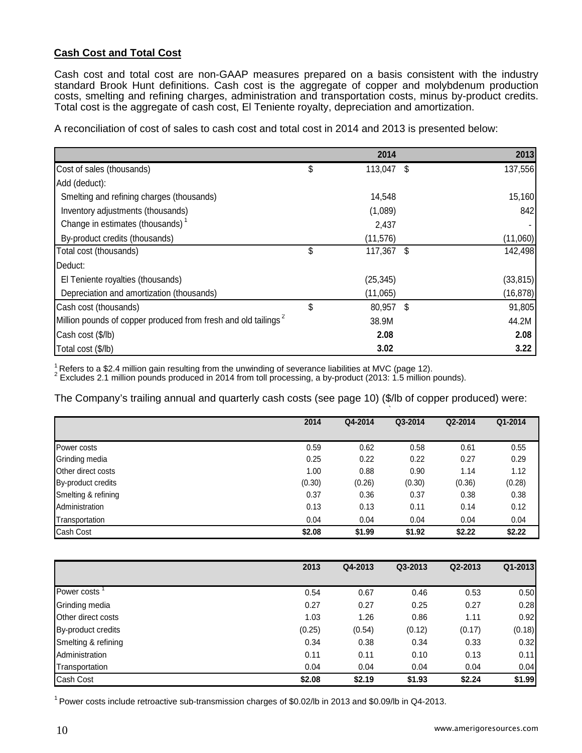## Cash Cost and Total Cost

Cash cost and total cost are non-GAAP measures prepared on a basis consistent with the industry standard Brook Hunt definitions. Cash cost is the aggregate of copper and molybdenum production costs, smelting and refining charges, administration and transportation costs, minus by-product credits. Total cost is the aggregate of cash cost, El Teniente royalty, depreciation and amortization.

A reconciliation of cost of sales to cash cost and total cost in 2014 and 2013 is presented below:

| | 2014 | 2013 |
|---|---|---|
| Cost of sales (thousands) | $ 113,047 | $ 137,556 |
| Add (deduct): | | |
| Smelting and refining charges (thousands) | 14,548 | 15,160 |
| Inventory adjustments (thousands) | (1,089) | 842 |
| Change in estimates (thousands) [1] | 2,437 | - |
| By-product credits (thousands) | (11,576) | (11,060) |
| Total cost (thousands) | $ 117,367 | $ 142,498 |
| Deduct: | | |
| El Teniente royalties (thousands) | (25,345) | (33,815) |
| Depreciation and amortization (thousands) | (11,065) | (16,878) |
| Cash cost (thousands) | $ 80,957 | $ 91,805 |
| Million pounds of copper produced from fresh and old tailings [2] | 38.9M | 44.2M |
| Cash cost ($/lb) | **2.08** | **2.08** |
| Total cost ($/lb) | **3.02** | **3.22** |

[1] Refers to a $2.4 million gain resulting from the unwinding of severance liabilities at MVC (page 12).
[2] Excludes 2.1 million pounds produced in 2014 from toll processing, a by-product (2013: 1.5 million pounds).

The Company's trailing annual and quarterly cash costs (see page 10) ($/lb of copper produced) were:

| | 2014 | Q4-2014 | Q3-2014 | Q2-2014 | Q1-2014 |
|---|---|---|---|---|---|
| Power costs | 0.59 | 0.62 | 0.58 | 0.61 | 0.55 |
| Grinding media | 0.25 | 0.22 | 0.22 | 0.27 | 0.29 |
| Other direct costs | 1.00 | 0.88 | 0.90 | 1.14 | 1.12 |
| By-product credits | (0.30) | (0.26) | (0.30) | (0.36) | (0.28) |
| Smelting & refining | 0.37 | 0.36 | 0.37 | 0.38 | 0.38 |
| Administration | 0.13 | 0.13 | 0.11 | 0.14 | 0.12 |
| Transportation | 0.04 | 0.04 | 0.04 | 0.04 | 0.04 |
| Cash Cost | **$2.08** | **$1.99** | **$1.92** | **$2.22** | **$2.22** |

| | 2013 | Q4-2013 | Q3-2013 | Q2-2013 | Q1-2013 |
|---|---|---|---|---|---|
| Power costs [1] | 0.54 | 0.67 | 0.46 | 0.53 | 0.50 |
| Grinding media | 0.27 | 0.27 | 0.25 | 0.27 | 0.28 |
| Other direct costs | 1.03 | 1.26 | 0.86 | 1.11 | 0.92 |
| By-product credits | (0.25) | (0.54) | (0.12) | (0.17) | (0.18) |
| Smelting & refining | 0.34 | 0.38 | 0.34 | 0.33 | 0.32 |
| Administration | 0.11 | 0.11 | 0.10 | 0.13 | 0.11 |
| Transportation | 0.04 | 0.04 | 0.04 | 0.04 | 0.04 |
| Cash Cost | **$2.08** | **$2.19** | **$1.93** | **$2.24** | **$1.99** |

[1] Power costs include retroactive sub-transmission charges of $0.02/lb in 2013 and $0.09/lb in Q4-2013.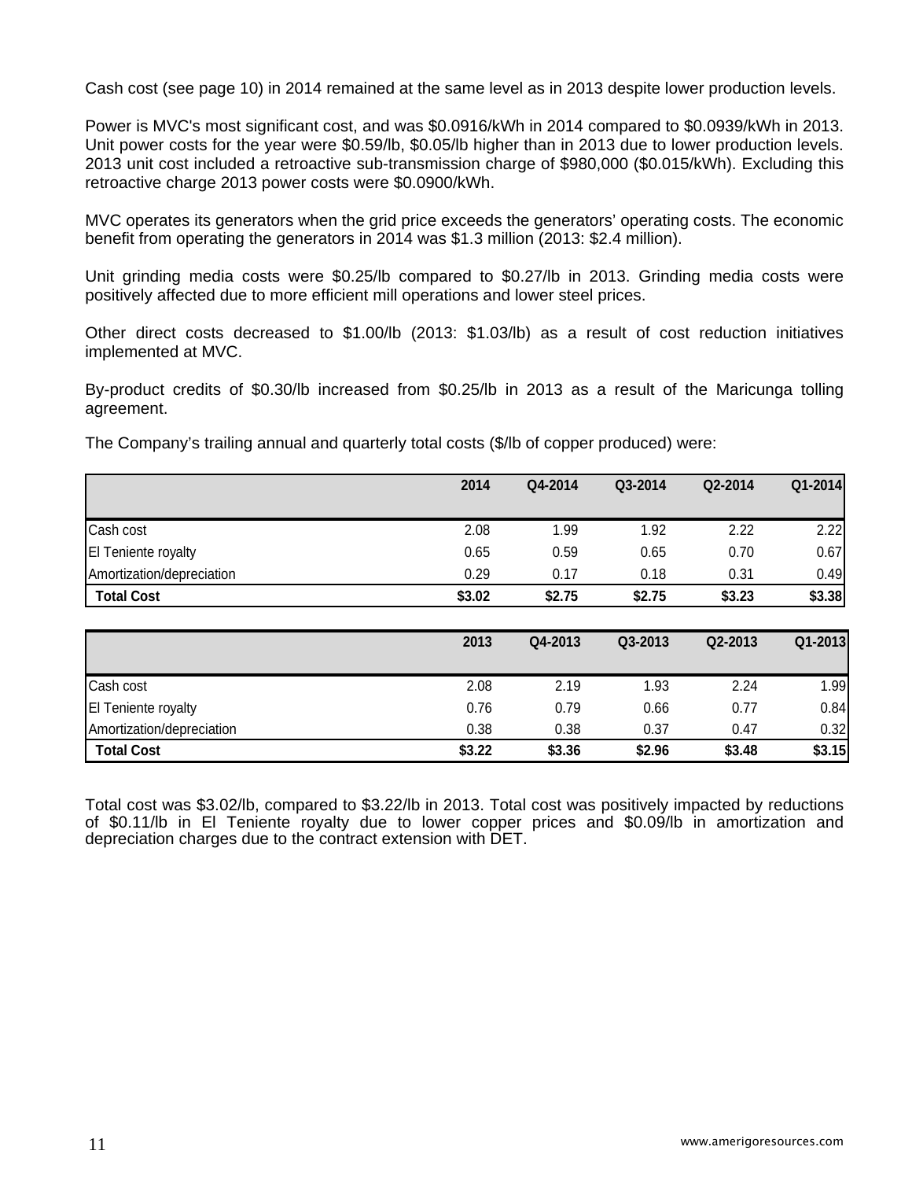Cash cost (see page 10) in 2014 remained at the same level as in 2013 despite lower production levels.

Power is MVC's most significant cost, and was $0.0916/kWh in 2014 compared to $0.0939/kWh in 2013. Unit power costs for the year were $0.59/lb, $0.05/lb higher than in 2013 due to lower production levels. 2013 unit cost included a retroactive sub-transmission charge of $980,000 ($0.015/kWh). Excluding this retroactive charge 2013 power costs were $0.0900/kWh.

MVC operates its generators when the grid price exceeds the generators' operating costs. The economic benefit from operating the generators in 2014 was $1.3 million (2013: $2.4 million).

Unit grinding media costs were $0.25/lb compared to $0.27/lb in 2013. Grinding media costs were positively affected due to more efficient mill operations and lower steel prices.

Other direct costs decreased to $1.00/lb (2013: $1.03/lb) as a result of cost reduction initiatives implemented at MVC.

By-product credits of $0.30/lb increased from $0.25/lb in 2013 as a result of the Maricunga tolling agreement.

The Company's trailing annual and quarterly total costs ($/lb of copper produced) were:

| | 2014 | Q4-2014 | Q3-2014 | Q2-2014 | Q1-2014 |
|---|---|---|---|---|---|
| Cash cost | 2.08 | 1.99 | 1.92 | 2.22 | 2.22 |
| El Teniente royalty | 0.65 | 0.59 | 0.65 | 0.70 | 0.67 |
| Amortization/depreciation | 0.29 | 0.17 | 0.18 | 0.31 | 0.49 |
| **Total Cost** | **$3.02** | **$2.75** | **$2.75** | **$3.23** | **$3.38** |

| | 2013 | Q4-2013 | Q3-2013 | Q2-2013 | Q1-2013 |
|---|---|---|---|---|---|
| Cash cost | 2.08 | 2.19 | 1.93 | 2.24 | 1.99 |
| El Teniente royalty | 0.76 | 0.79 | 0.66 | 0.77 | 0.84 |
| Amortization/depreciation | 0.38 | 0.38 | 0.37 | 0.47 | 0.32 |
| **Total Cost** | **$3.22** | **$3.36** | **$2.96** | **$3.48** | **$3.15** |

Total cost was $3.02/lb, compared to $3.22/lb in 2013. Total cost was positively impacted by reductions of $0.11/lb in El Teniente royalty due to lower copper prices and $0.09/lb in amortization and depreciation charges due to the contract extension with DET.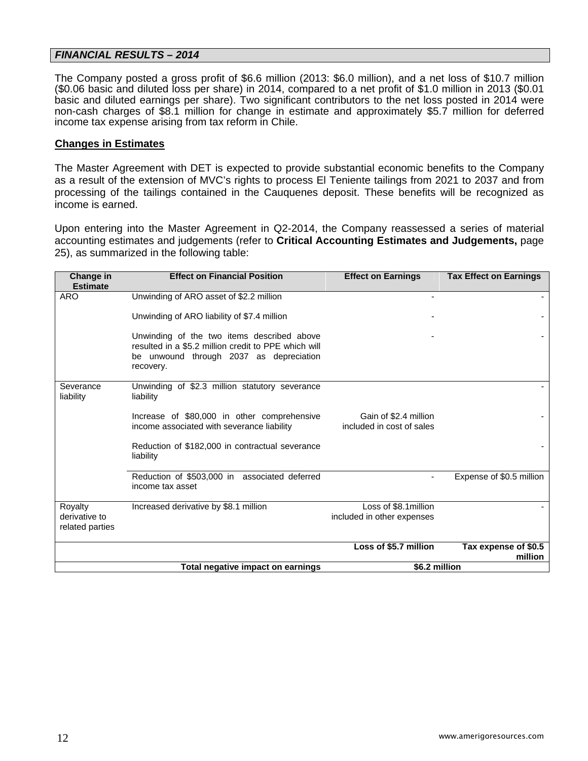## *FINANCIAL RESULTS – 2014*

The Company posted a gross profit of $6.6 million (2013: $6.0 million), and a net loss of $10.7 million ($0.06 basic and diluted loss per share) in 2014, compared to a net profit of $1.0 million in 2013 ($0.01 basic and diluted earnings per share). Two significant contributors to the net loss posted in 2014 were non-cash charges of $8.1 million for change in estimate and approximately $5.7 million for deferred income tax expense arising from tax reform in Chile.

### Changes in Estimates

The Master Agreement with DET is expected to provide substantial economic benefits to the Company as a result of the extension of MVC's rights to process El Teniente tailings from 2021 to 2037 and from processing of the tailings contained in the Cauquenes deposit. These benefits will be recognized as income is earned.

Upon entering into the Master Agreement in Q2-2014, the Company reassessed a series of material accounting estimates and judgements (refer to **Critical Accounting Estimates and Judgements,** page 25), as summarized in the following table:

| Change in Estimate | Effect on Financial Position | Effect on Earnings | Tax Effect on Earnings |
|---|---|---|---|
| ARO | Unwinding of ARO asset of $2.2 million | - | - |
| | Unwinding of ARO liability of $7.4 million | - | - |
| | Unwinding of the two items described above resulted in a $5.2 million credit to PPE which will be unwound through 2037 as depreciation recovery. | - | - |
| Severance liability | Unwinding of $2.3 million statutory severance liability | | - |
| | Increase of $80,000 in other comprehensive income associated with severance liability | Gain of $2.4 million included in cost of sales | - |
| | Reduction of $182,000 in contractual severance liability | | - |
| | Reduction of $503,000 in associated deferred income tax asset | - | Expense of $0.5 million |
| Royalty derivative to related parties | Increased derivative by $8.1 million | Loss of $8.1million included in other expenses | - |
| | | **Loss of $5.7 million** | **Tax expense of $0.5 million** |
| | **Total negative impact on earnings** | **$6.2 million** | |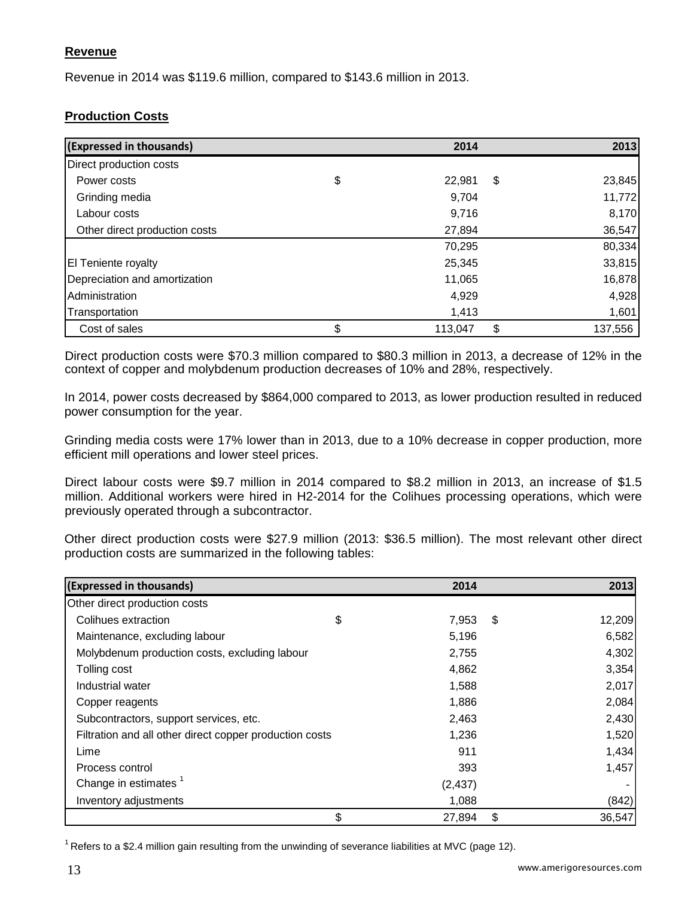## Revenue

Revenue in 2014 was $119.6 million, compared to $143.6 million in 2013.

## Production Costs

| (Expressed in thousands) | 2014 | 2013 |
|---|---|---|
| Direct production costs | | |
| Power costs | $ 22,981 | $ 23,845 |
| Grinding media | 9,704 | 11,772 |
| Labour costs | 9,716 | 8,170 |
| Other direct production costs | 27,894 | 36,547 |
| | 70,295 | 80,334 |
| El Teniente royalty | 25,345 | 33,815 |
| Depreciation and amortization | 11,065 | 16,878 |
| Administration | 4,929 | 4,928 |
| Transportation | 1,413 | 1,601 |
| Cost of sales | $ 113,047 | $ 137,556 |

Direct production costs were $70.3 million compared to $80.3 million in 2013, a decrease of 12% in the context of copper and molybdenum production decreases of 10% and 28%, respectively.

In 2014, power costs decreased by $864,000 compared to 2013, as lower production resulted in reduced power consumption for the year.

Grinding media costs were 17% lower than in 2013, due to a 10% decrease in copper production, more efficient mill operations and lower steel prices.

Direct labour costs were $9.7 million in 2014 compared to $8.2 million in 2013, an increase of $1.5 million. Additional workers were hired in H2-2014 for the Colihues processing operations, which were previously operated through a subcontractor.

Other direct production costs were $27.9 million (2013: $36.5 million). The most relevant other direct production costs are summarized in the following tables:

| (Expressed in thousands) | 2014 | 2013 |
|---|---|---|
| Other direct production costs | | |
| Colihues extraction | $ 7,953 | $ 12,209 |
| Maintenance, excluding labour | 5,196 | 6,582 |
| Molybdenum production costs, excluding labour | 2,755 | 4,302 |
| Tolling cost | 4,862 | 3,354 |
| Industrial water | 1,588 | 2,017 |
| Copper reagents | 1,886 | 2,084 |
| Subcontractors, support services, etc. | 2,463 | 2,430 |
| Filtration and all other direct copper production costs | 1,236 | 1,520 |
| Lime | 911 | 1,434 |
| Process control | 393 | 1,457 |
| Change in estimates [1] | (2,437) | - |
| Inventory adjustments | 1,088 | (842) |
| | $ 27,894 | $ 36,547 |

[1] Refers to a $2.4 million gain resulting from the unwinding of severance liabilities at MVC (page 12).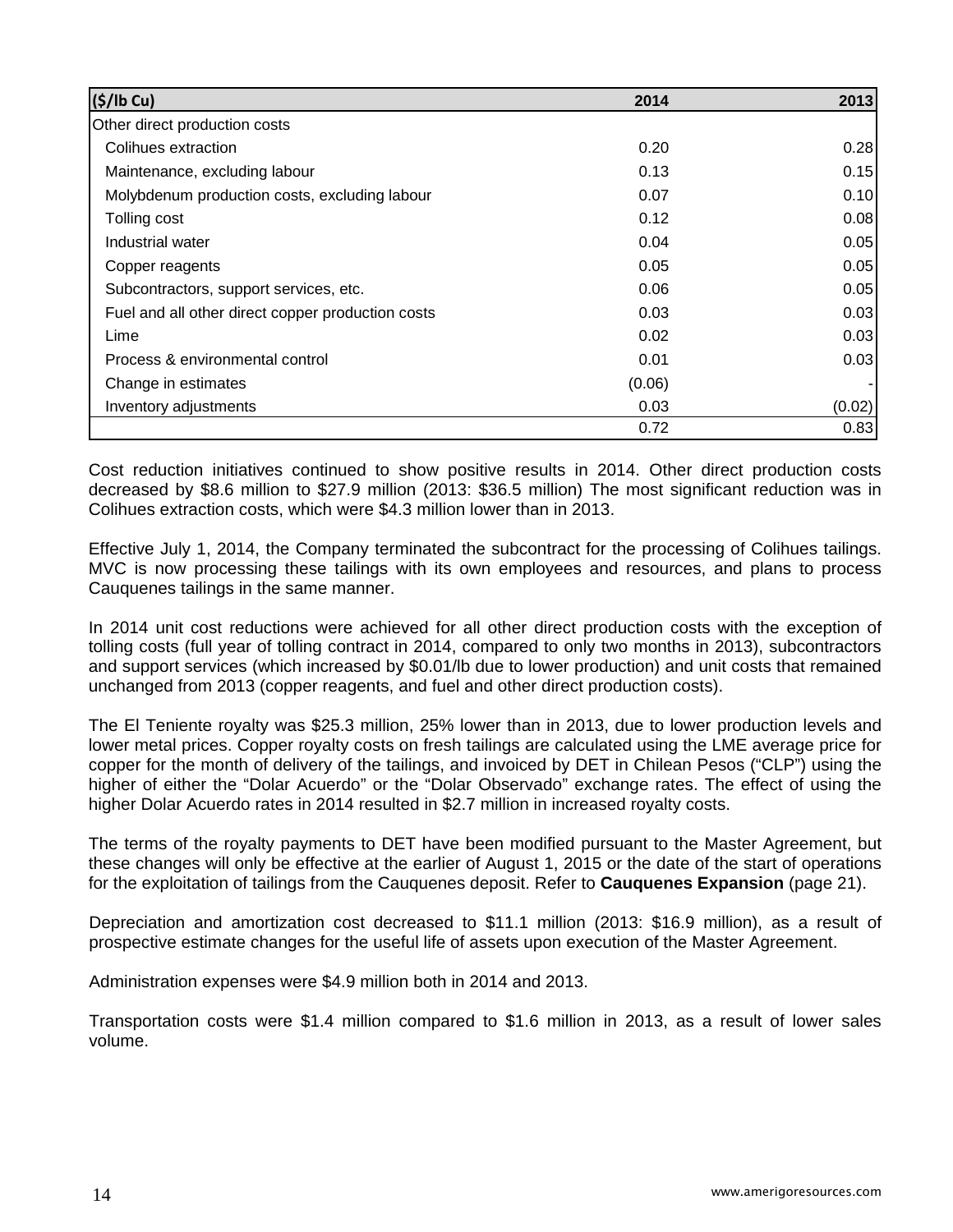| ($/lb Cu) | 2014 | 2013 |
|---|---|---|
| Other direct production costs | | |
| Colihues extraction | 0.20 | 0.28 |
| Maintenance, excluding labour | 0.13 | 0.15 |
| Molybdenum production costs, excluding labour | 0.07 | 0.10 |
| Tolling cost | 0.12 | 0.08 |
| Industrial water | 0.04 | 0.05 |
| Copper reagents | 0.05 | 0.05 |
| Subcontractors, support services, etc. | 0.06 | 0.05 |
| Fuel and all other direct copper production costs | 0.03 | 0.03 |
| Lime | 0.02 | 0.03 |
| Process & environmental control | 0.01 | 0.03 |
| Change in estimates | (0.06) | - |
| Inventory adjustments | 0.03 | (0.02) |
| | 0.72 | 0.83 |

Cost reduction initiatives continued to show positive results in 2014. Other direct production costs decreased by $8.6 million to $27.9 million (2013: $36.5 million) The most significant reduction was in Colihues extraction costs, which were $4.3 million lower than in 2013.

Effective July 1, 2014, the Company terminated the subcontract for the processing of Colihues tailings. MVC is now processing these tailings with its own employees and resources, and plans to process Cauquenes tailings in the same manner.

In 2014 unit cost reductions were achieved for all other direct production costs with the exception of tolling costs (full year of tolling contract in 2014, compared to only two months in 2013), subcontractors and support services (which increased by $0.01/lb due to lower production) and unit costs that remained unchanged from 2013 (copper reagents, and fuel and other direct production costs).

The El Teniente royalty was $25.3 million, 25% lower than in 2013, due to lower production levels and lower metal prices. Copper royalty costs on fresh tailings are calculated using the LME average price for copper for the month of delivery of the tailings, and invoiced by DET in Chilean Pesos ("CLP") using the higher of either the "Dolar Acuerdo" or the "Dolar Observado" exchange rates. The effect of using the higher Dolar Acuerdo rates in 2014 resulted in $2.7 million in increased royalty costs.

The terms of the royalty payments to DET have been modified pursuant to the Master Agreement, but these changes will only be effective at the earlier of August 1, 2015 or the date of the start of operations for the exploitation of tailings from the Cauquenes deposit. Refer to **Cauquenes Expansion** (page 21).

Depreciation and amortization cost decreased to $11.1 million (2013: $16.9 million), as a result of prospective estimate changes for the useful life of assets upon execution of the Master Agreement.

Administration expenses were $4.9 million both in 2014 and 2013.

Transportation costs were $1.4 million compared to $1.6 million in 2013, as a result of lower sales volume.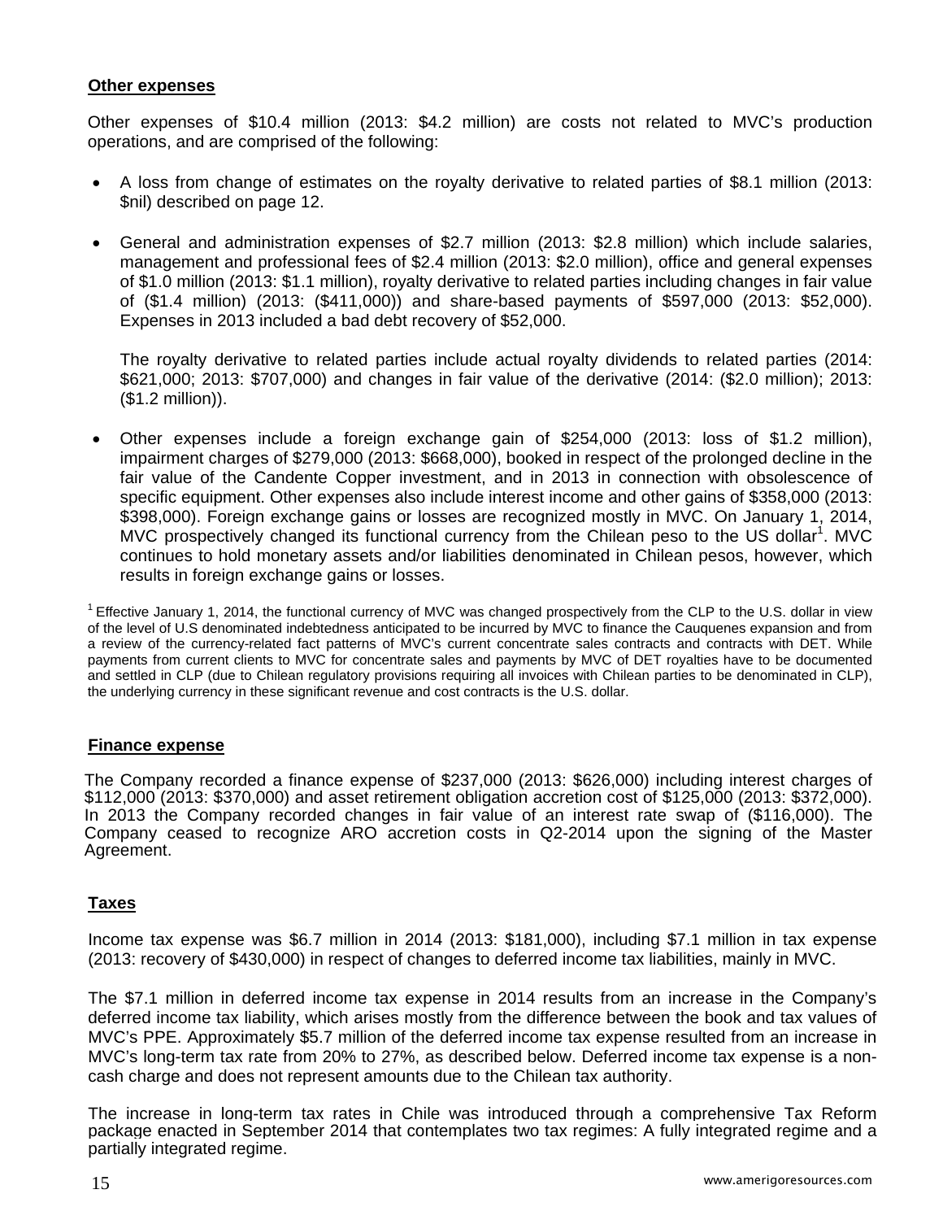## Other expenses

Other expenses of $10.4 million (2013: $4.2 million) are costs not related to MVC's production operations, and are comprised of the following:

- A loss from change of estimates on the royalty derivative to related parties of $8.1 million (2013: $nil) described on page 12.

- General and administration expenses of $2.7 million (2013: $2.8 million) which include salaries, management and professional fees of $2.4 million (2013: $2.0 million), office and general expenses of $1.0 million (2013: $1.1 million), royalty derivative to related parties including changes in fair value of ($1.4 million) (2013: ($411,000)) and share-based payments of $597,000 (2013: $52,000). Expenses in 2013 included a bad debt recovery of $52,000.

  The royalty derivative to related parties include actual royalty dividends to related parties (2014: $621,000; 2013: $707,000) and changes in fair value of the derivative (2014: ($2.0 million); 2013: ($1.2 million)).

- Other expenses include a foreign exchange gain of $254,000 (2013: loss of $1.2 million), impairment charges of $279,000 (2013: $668,000), booked in respect of the prolonged decline in the fair value of the Candente Copper investment, and in 2013 in connection with obsolescence of specific equipment. Other expenses also include interest income and other gains of $358,000 (2013: $398,000). Foreign exchange gains or losses are recognized mostly in MVC. On January 1, 2014, MVC prospectively changed its functional currency from the Chilean peso to the US dollar[1]. MVC continues to hold monetary assets and/or liabilities denominated in Chilean pesos, however, which results in foreign exchange gains or losses.

[1] Effective January 1, 2014, the functional currency of MVC was changed prospectively from the CLP to the U.S. dollar in view of the level of U.S denominated indebtedness anticipated to be incurred by MVC to finance the Cauquenes expansion and from a review of the currency-related fact patterns of MVC's current concentrate sales contracts and contracts with DET. While payments from current clients to MVC for concentrate sales and payments by MVC of DET royalties have to be documented and settled in CLP (due to Chilean regulatory provisions requiring all invoices with Chilean parties to be denominated in CLP), the underlying currency in these significant revenue and cost contracts is the U.S. dollar.

## Finance expense

The Company recorded a finance expense of $237,000 (2013: $626,000) including interest charges of $112,000 (2013: $370,000) and asset retirement obligation accretion cost of $125,000 (2013: $372,000). In 2013 the Company recorded changes in fair value of an interest rate swap of ($116,000). The Company ceased to recognize ARO accretion costs in Q2-2014 upon the signing of the Master Agreement.

## Taxes

Income tax expense was $6.7 million in 2014 (2013: $181,000), including $7.1 million in tax expense (2013: recovery of $430,000) in respect of changes to deferred income tax liabilities, mainly in MVC.

The $7.1 million in deferred income tax expense in 2014 results from an increase in the Company's deferred income tax liability, which arises mostly from the difference between the book and tax values of MVC's PPE. Approximately $5.7 million of the deferred income tax expense resulted from an increase in MVC's long-term tax rate from 20% to 27%, as described below. Deferred income tax expense is a non-cash charge and does not represent amounts due to the Chilean tax authority.

The increase in long-term tax rates in Chile was introduced through a comprehensive Tax Reform package enacted in September 2014 that contemplates two tax regimes: A fully integrated regime and a partially integrated regime.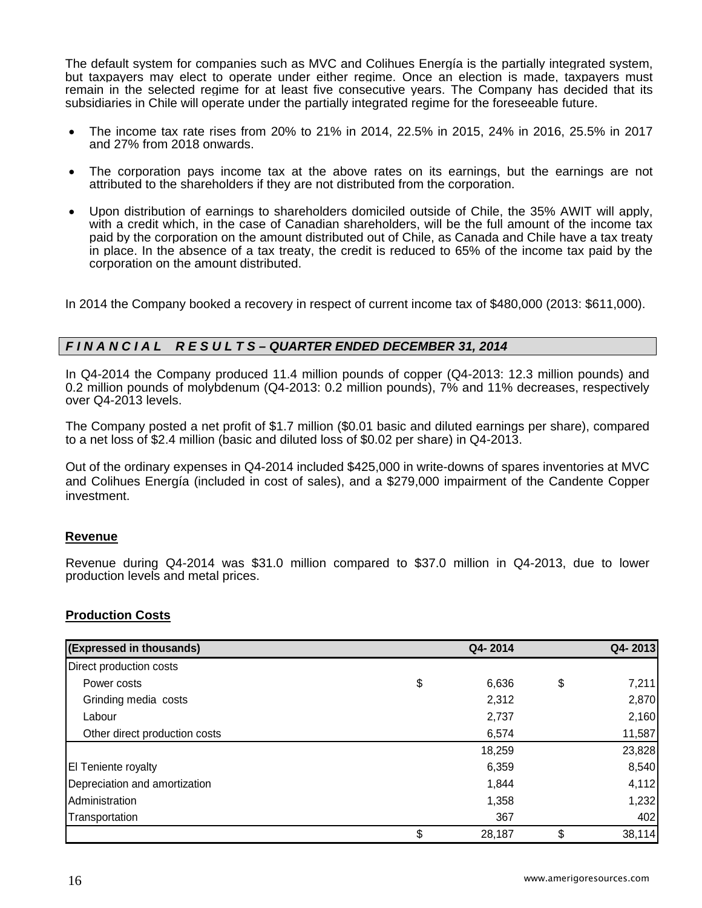The default system for companies such as MVC and Colihues Energía is the partially integrated system, but taxpayers may elect to operate under either regime. Once an election is made, taxpayers must remain in the selected regime for at least five consecutive years. The Company has decided that its subsidiaries in Chile will operate under the partially integrated regime for the foreseeable future.

- The income tax rate rises from 20% to 21% in 2014, 22.5% in 2015, 24% in 2016, 25.5% in 2017 and 27% from 2018 onwards.
- The corporation pays income tax at the above rates on its earnings, but the earnings are not attributed to the shareholders if they are not distributed from the corporation.
- Upon distribution of earnings to shareholders domiciled outside of Chile, the 35% AWIT will apply, with a credit which, in the case of Canadian shareholders, will be the full amount of the income tax paid by the corporation on the amount distributed out of Chile, as Canada and Chile have a tax treaty in place. In the absence of a tax treaty, the credit is reduced to 65% of the income tax paid by the corporation on the amount distributed.

In 2014 the Company booked a recovery in respect of current income tax of $480,000 (2013: $611,000).

## *F I N A N C I A L   R E S U L T S – QUARTER ENDED DECEMBER 31, 2014*

In Q4-2014 the Company produced 11.4 million pounds of copper (Q4-2013: 12.3 million pounds) and 0.2 million pounds of molybdenum (Q4-2013: 0.2 million pounds), 7% and 11% decreases, respectively over Q4-2013 levels.

The Company posted a net profit of $1.7 million ($0.01 basic and diluted earnings per share), compared to a net loss of $2.4 million (basic and diluted loss of $0.02 per share) in Q4-2013.

Out of the ordinary expenses in Q4-2014 included $425,000 in write-downs of spares inventories at MVC and Colihues Energía (included in cost of sales), and a $279,000 impairment of the Candente Copper investment.

### Revenue

Revenue during Q4-2014 was $31.0 million compared to $37.0 million in Q4-2013, due to lower production levels and metal prices.

### Production Costs

| (Expressed in thousands) | | Q4- 2014 | | Q4- 2013 |
|---|---|---|---|---|
| Direct production costs | | | | |
| Power costs | $ | 6,636 | $ | 7,211 |
| Grinding media costs | | 2,312 | | 2,870 |
| Labour | | 2,737 | | 2,160 |
| Other direct production costs | | 6,574 | | 11,587 |
| | | 18,259 | | 23,828 |
| El Teniente royalty | | 6,359 | | 8,540 |
| Depreciation and amortization | | 1,844 | | 4,112 |
| Administration | | 1,358 | | 1,232 |
| Transportation | | 367 | | 402 |
| | $ | 28,187 | $ | 38,114 |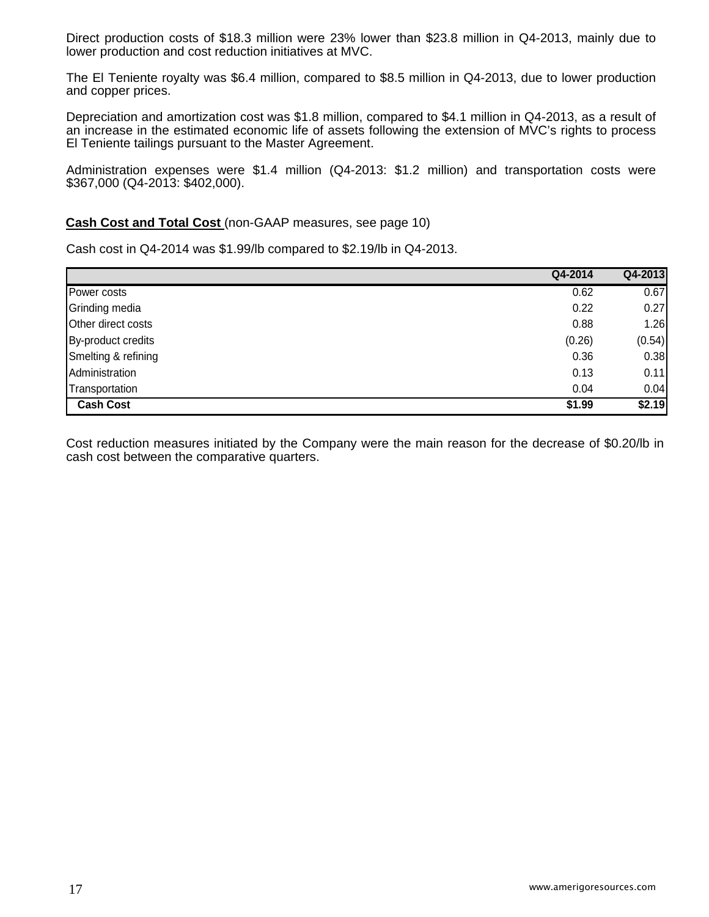Direct production costs of $18.3 million were 23% lower than $23.8 million in Q4-2013, mainly due to lower production and cost reduction initiatives at MVC.

The El Teniente royalty was $6.4 million, compared to $8.5 million in Q4-2013, due to lower production and copper prices.

Depreciation and amortization cost was $1.8 million, compared to $4.1 million in Q4-2013, as a result of an increase in the estimated economic life of assets following the extension of MVC's rights to process El Teniente tailings pursuant to the Master Agreement.

Administration expenses were $1.4 million (Q4-2013: $1.2 million) and transportation costs were $367,000 (Q4-2013: $402,000).

**Cash Cost and Total Cost** (non-GAAP measures, see page 10)

Cash cost in Q4-2014 was $1.99/lb compared to $2.19/lb in Q4-2013.

| | Q4-2014 | Q4-2013 |
|---|---|---|
| Power costs | 0.62 | 0.67 |
| Grinding media | 0.22 | 0.27 |
| Other direct costs | 0.88 | 1.26 |
| By-product credits | (0.26) | (0.54) |
| Smelting & refining | 0.36 | 0.38 |
| Administration | 0.13 | 0.11 |
| Transportation | 0.04 | 0.04 |
| **Cash Cost** | **$1.99** | **$2.19** |

Cost reduction measures initiated by the Company were the main reason for the decrease of $0.20/lb in cash cost between the comparative quarters.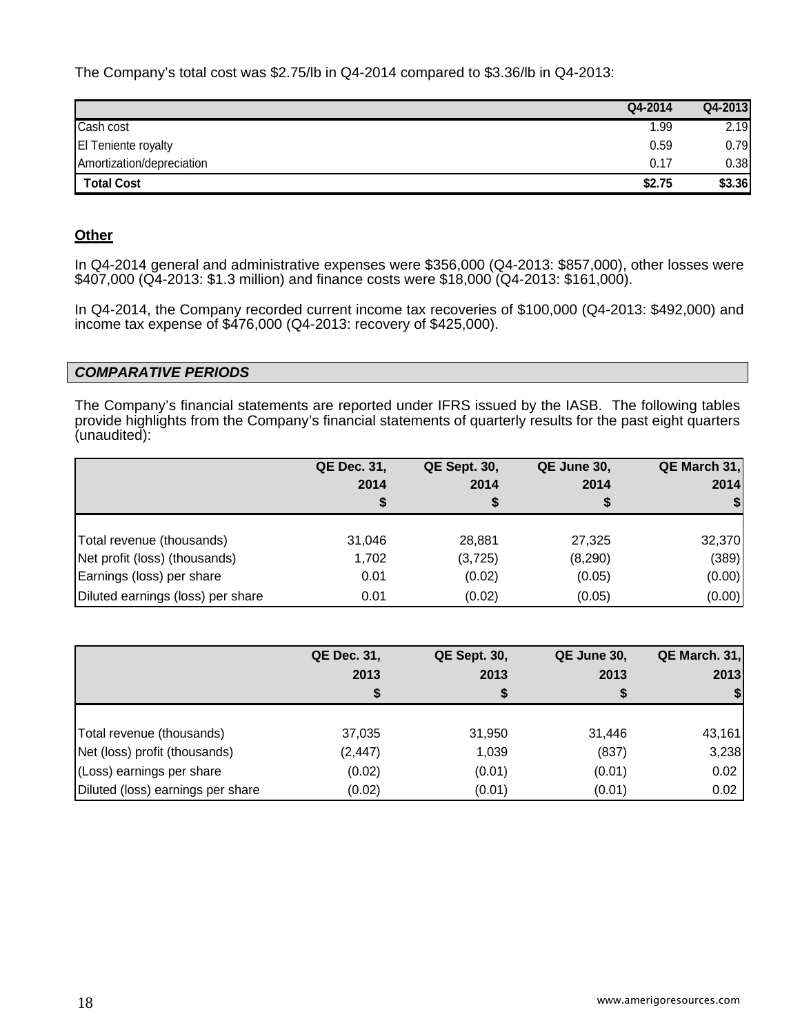The Company's total cost was $2.75/lb in Q4-2014 compared to $3.36/lb in Q4-2013:

| | Q4-2014 | Q4-2013 |
|---|---|---|
| Cash cost | 1.99 | 2.19 |
| El Teniente royalty | 0.59 | 0.79 |
| Amortization/depreciation | 0.17 | 0.38 |
| **Total Cost** | **$2.75** | **$3.36** |

**Other**

In Q4-2014 general and administrative expenses were $356,000 (Q4-2013: $857,000), other losses were $407,000 (Q4-2013: $1.3 million) and finance costs were $18,000 (Q4-2013: $161,000).

In Q4-2014, the Company recorded current income tax recoveries of $100,000 (Q4-2013: $492,000) and income tax expense of $476,000 (Q4-2013: recovery of $425,000).

## *COMPARATIVE PERIODS*

The Company's financial statements are reported under IFRS issued by the IASB. The following tables provide highlights from the Company's financial statements of quarterly results for the past eight quarters (unaudited):

| | QE Dec. 31, 2014 $ | QE Sept. 30, 2014 $ | QE June 30, 2014 $ | QE March 31, 2014 $ |
|---|---|---|---|---|
| Total revenue (thousands) | 31,046 | 28,881 | 27,325 | 32,370 |
| Net profit (loss) (thousands) | 1,702 | (3,725) | (8,290) | (389) |
| Earnings (loss) per share | 0.01 | (0.02) | (0.05) | (0.00) |
| Diluted earnings (loss) per share | 0.01 | (0.02) | (0.05) | (0.00) |

| | QE Dec. 31, 2013 $ | QE Sept. 30, 2013 $ | QE June 30, 2013 $ | QE March. 31, 2013 $ |
|---|---|---|---|---|
| Total revenue (thousands) | 37,035 | 31,950 | 31,446 | 43,161 |
| Net (loss) profit (thousands) | (2,447) | 1,039 | (837) | 3,238 |
| (Loss) earnings per share | (0.02) | (0.01) | (0.01) | 0.02 |
| Diluted (loss) earnings per share | (0.02) | (0.01) | (0.01) | 0.02 |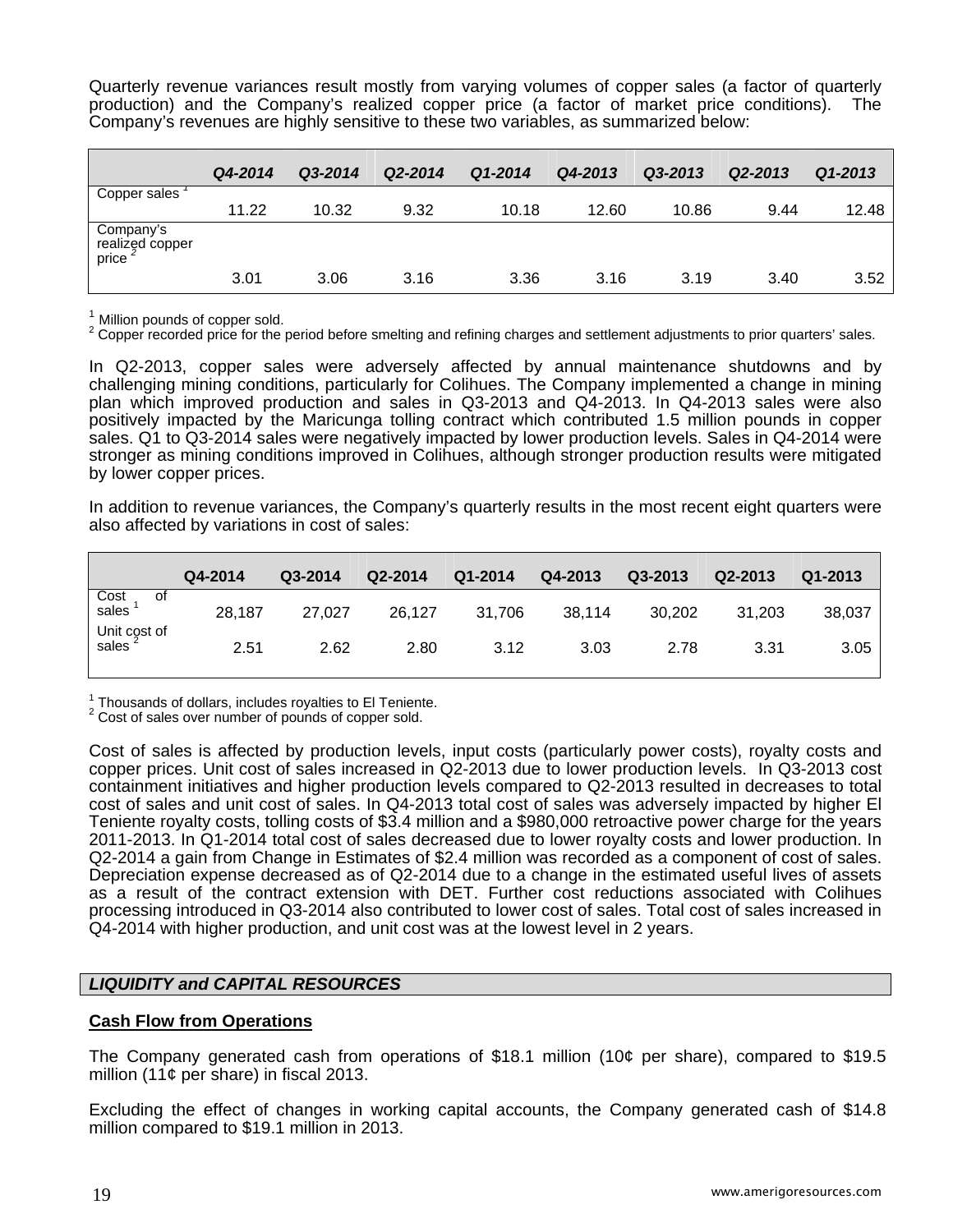Quarterly revenue variances result mostly from varying volumes of copper sales (a factor of quarterly production) and the Company's realized copper price (a factor of market price conditions). The Company's revenues are highly sensitive to these two variables, as summarized below:

| | *Q4-2014* | *Q3-2014* | *Q2-2014* | *Q1-2014* | *Q4-2013* | *Q3-2013* | *Q2-2013* | *Q1-2013* |
|---|---|---|---|---|---|---|---|---|
| Copper sales [1] | 11.22 | 10.32 | 9.32 | 10.18 | 12.60 | 10.86 | 9.44 | 12.48 |
| Company's realized copper price [2] | 3.01 | 3.06 | 3.16 | 3.36 | 3.16 | 3.19 | 3.40 | 3.52 |

[1] Million pounds of copper sold.
[2] Copper recorded price for the period before smelting and refining charges and settlement adjustments to prior quarters' sales.

In Q2-2013, copper sales were adversely affected by annual maintenance shutdowns and by challenging mining conditions, particularly for Colihues. The Company implemented a change in mining plan which improved production and sales in Q3-2013 and Q4-2013. In Q4-2013 sales were also positively impacted by the Maricunga tolling contract which contributed 1.5 million pounds in copper sales. Q1 to Q3-2014 sales were negatively impacted by lower production levels. Sales in Q4-2014 were stronger as mining conditions improved in Colihues, although stronger production results were mitigated by lower copper prices.

In addition to revenue variances, the Company's quarterly results in the most recent eight quarters were also affected by variations in cost of sales:

| | **Q4-2014** | **Q3-2014** | **Q2-2014** | **Q1-2014** | **Q4-2013** | **Q3-2013** | **Q2-2013** | **Q1-2013** |
|---|---|---|---|---|---|---|---|---|
| Cost of sales [1] | 28,187 | 27,027 | 26,127 | 31,706 | 38,114 | 30,202 | 31,203 | 38,037 |
| Unit cost of sales [2] | 2.51 | 2.62 | 2.80 | 3.12 | 3.03 | 2.78 | 3.31 | 3.05 |

[1] Thousands of dollars, includes royalties to El Teniente.
[2] Cost of sales over number of pounds of copper sold.

Cost of sales is affected by production levels, input costs (particularly power costs), royalty costs and copper prices. Unit cost of sales increased in Q2-2013 due to lower production levels. In Q3-2013 cost containment initiatives and higher production levels compared to Q2-2013 resulted in decreases to total cost of sales and unit cost of sales. In Q4-2013 total cost of sales was adversely impacted by higher El Teniente royalty costs, tolling costs of $3.4 million and a $980,000 retroactive power charge for the years 2011-2013. In Q1-2014 total cost of sales decreased due to lower royalty costs and lower production. In Q2-2014 a gain from Change in Estimates of $2.4 million was recorded as a component of cost of sales. Depreciation expense decreased as of Q2-2014 due to a change in the estimated useful lives of assets as a result of the contract extension with DET. Further cost reductions associated with Colihues processing introduced in Q3-2014 also contributed to lower cost of sales. Total cost of sales increased in Q4-2014 with higher production, and unit cost was at the lowest level in 2 years.

## *LIQUIDITY and CAPITAL RESOURCES*

### Cash Flow from Operations

The Company generated cash from operations of $18.1 million (10¢ per share), compared to $19.5 million (11¢ per share) in fiscal 2013.

Excluding the effect of changes in working capital accounts, the Company generated cash of $14.8 million compared to $19.1 million in 2013.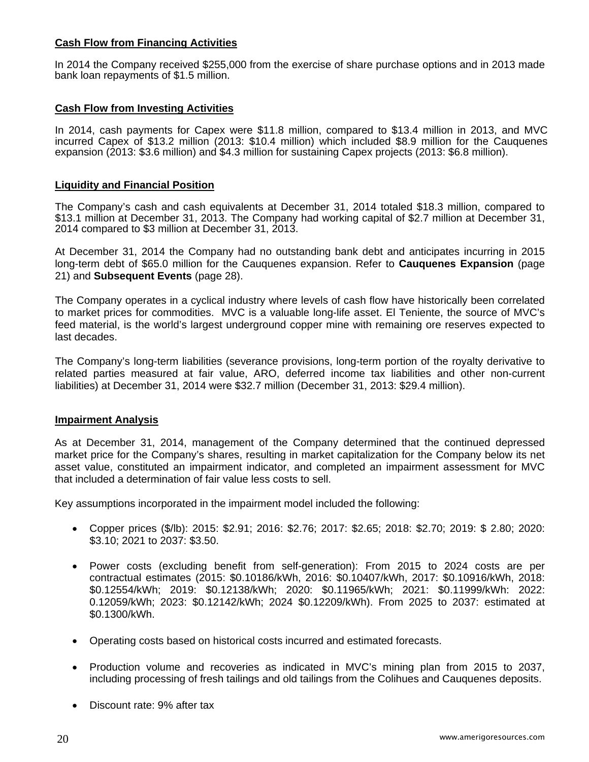**Cash Flow from Financing Activities**

In 2014 the Company received $255,000 from the exercise of share purchase options and in 2013 made bank loan repayments of $1.5 million.

**Cash Flow from Investing Activities**

In 2014, cash payments for Capex were $11.8 million, compared to $13.4 million in 2013, and MVC incurred Capex of $13.2 million (2013: $10.4 million) which included $8.9 million for the Cauquenes expansion (2013: $3.6 million) and $4.3 million for sustaining Capex projects (2013: $6.8 million).

**Liquidity and Financial Position**

The Company's cash and cash equivalents at December 31, 2014 totaled $18.3 million, compared to $13.1 million at December 31, 2013. The Company had working capital of $2.7 million at December 31, 2014 compared to $3 million at December 31, 2013.

At December 31, 2014 the Company had no outstanding bank debt and anticipates incurring in 2015 long-term debt of $65.0 million for the Cauquenes expansion. Refer to **Cauquenes Expansion** (page 21) and **Subsequent Events** (page 28).

The Company operates in a cyclical industry where levels of cash flow have historically been correlated to market prices for commodities. MVC is a valuable long-life asset. El Teniente, the source of MVC's feed material, is the world's largest underground copper mine with remaining ore reserves expected to last decades.

The Company's long-term liabilities (severance provisions, long-term portion of the royalty derivative to related parties measured at fair value, ARO, deferred income tax liabilities and other non-current liabilities) at December 31, 2014 were $32.7 million (December 31, 2013: $29.4 million).

**Impairment Analysis**

As at December 31, 2014, management of the Company determined that the continued depressed market price for the Company's shares, resulting in market capitalization for the Company below its net asset value, constituted an impairment indicator, and completed an impairment assessment for MVC that included a determination of fair value less costs to sell.

Key assumptions incorporated in the impairment model included the following:

- Copper prices ($/lb): 2015: $2.91; 2016: $2.76; 2017: $2.65; 2018: $2.70; 2019: $ 2.80; 2020: $3.10; 2021 to 2037: $3.50.
- Power costs (excluding benefit from self-generation): From 2015 to 2024 costs are per contractual estimates (2015: $0.10186/kWh, 2016: $0.10407/kWh, 2017: $0.10916/kWh, 2018: $0.12554/kWh; 2019: $0.12138/kWh; 2020: $0.11965/kWh; 2021: $0.11999/kWh: 2022: 0.12059/kWh; 2023: $0.12142/kWh; 2024 $0.12209/kWh). From 2025 to 2037: estimated at $0.1300/kWh.
- Operating costs based on historical costs incurred and estimated forecasts.
- Production volume and recoveries as indicated in MVC's mining plan from 2015 to 2037, including processing of fresh tailings and old tailings from the Colihues and Cauquenes deposits.
- Discount rate: 9% after tax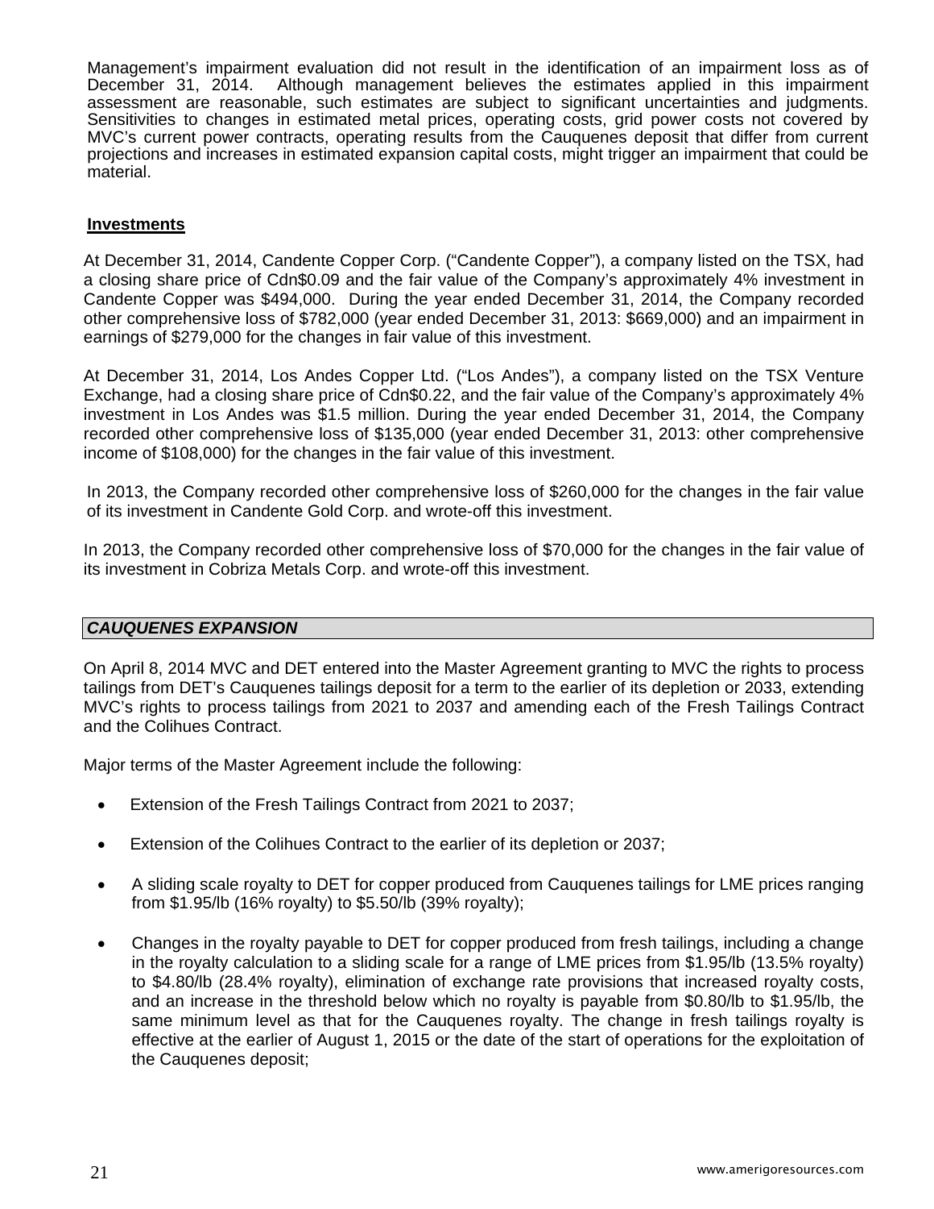Management's impairment evaluation did not result in the identification of an impairment loss as of December 31, 2014. Although management believes the estimates applied in this impairment assessment are reasonable, such estimates are subject to significant uncertainties and judgments. Sensitivities to changes in estimated metal prices, operating costs, grid power costs not covered by MVC's current power contracts, operating results from the Cauquenes deposit that differ from current projections and increases in estimated expansion capital costs, might trigger an impairment that could be material.

**Investments**

At December 31, 2014, Candente Copper Corp. ("Candente Copper"), a company listed on the TSX, had a closing share price of Cdn$0.09 and the fair value of the Company's approximately 4% investment in Candente Copper was $494,000. During the year ended December 31, 2014, the Company recorded other comprehensive loss of $782,000 (year ended December 31, 2013: $669,000) and an impairment in earnings of $279,000 for the changes in fair value of this investment.

At December 31, 2014, Los Andes Copper Ltd. ("Los Andes"), a company listed on the TSX Venture Exchange, had a closing share price of Cdn$0.22, and the fair value of the Company's approximately 4% investment in Los Andes was $1.5 million. During the year ended December 31, 2014, the Company recorded other comprehensive loss of $135,000 (year ended December 31, 2013: other comprehensive income of $108,000) for the changes in the fair value of this investment.

In 2013, the Company recorded other comprehensive loss of $260,000 for the changes in the fair value of its investment in Candente Gold Corp. and wrote-off this investment.

In 2013, the Company recorded other comprehensive loss of $70,000 for the changes in the fair value of its investment in Cobriza Metals Corp. and wrote-off this investment.

## *CAUQUENES EXPANSION*

On April 8, 2014 MVC and DET entered into the Master Agreement granting to MVC the rights to process tailings from DET's Cauquenes tailings deposit for a term to the earlier of its depletion or 2033, extending MVC's rights to process tailings from 2021 to 2037 and amending each of the Fresh Tailings Contract and the Colihues Contract.

Major terms of the Master Agreement include the following:

- Extension of the Fresh Tailings Contract from 2021 to 2037;
- Extension of the Colihues Contract to the earlier of its depletion or 2037;
- A sliding scale royalty to DET for copper produced from Cauquenes tailings for LME prices ranging from $1.95/lb (16% royalty) to $5.50/lb (39% royalty);
- Changes in the royalty payable to DET for copper produced from fresh tailings, including a change in the royalty calculation to a sliding scale for a range of LME prices from $1.95/lb (13.5% royalty) to $4.80/lb (28.4% royalty), elimination of exchange rate provisions that increased royalty costs, and an increase in the threshold below which no royalty is payable from $0.80/lb to $1.95/lb, the same minimum level as that for the Cauquenes royalty. The change in fresh tailings royalty is effective at the earlier of August 1, 2015 or the date of the start of operations for the exploitation of the Cauquenes deposit;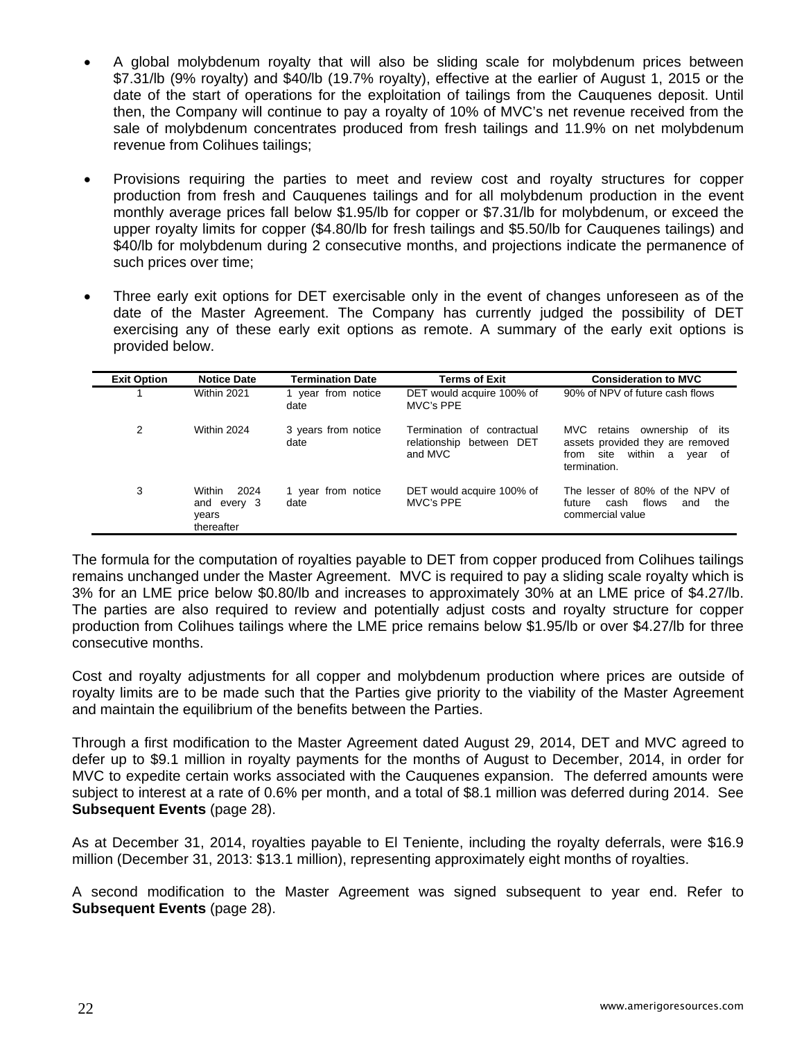- A global molybdenum royalty that will also be sliding scale for molybdenum prices between \$7.31/lb (9% royalty) and \$40/lb (19.7% royalty), effective at the earlier of August 1, 2015 or the date of the start of operations for the exploitation of tailings from the Cauquenes deposit. Until then, the Company will continue to pay a royalty of 10% of MVC's net revenue received from the sale of molybdenum concentrates produced from fresh tailings and 11.9% on net molybdenum revenue from Colihues tailings;

- Provisions requiring the parties to meet and review cost and royalty structures for copper production from fresh and Cauquenes tailings and for all molybdenum production in the event monthly average prices fall below \$1.95/lb for copper or \$7.31/lb for molybdenum, or exceed the upper royalty limits for copper (\$4.80/lb for fresh tailings and \$5.50/lb for Cauquenes tailings) and \$40/lb for molybdenum during 2 consecutive months, and projections indicate the permanence of such prices over time;

- Three early exit options for DET exercisable only in the event of changes unforeseen as of the date of the Master Agreement. The Company has currently judged the possibility of DET exercising any of these early exit options as remote. A summary of the early exit options is provided below.

| Exit Option | Notice Date | Termination Date | Terms of Exit | Consideration to MVC |
|---|---|---|---|---|
| 1 | Within 2021 | 1 year from notice date | DET would acquire 100% of MVC's PPE | 90% of NPV of future cash flows |
| 2 | Within 2024 | 3 years from notice date | Termination of contractual relationship between DET and MVC | MVC retains ownership of its assets provided they are removed from site within a year of termination. |
| 3 | Within 2024 and every 3 years thereafter | 1 year from notice date | DET would acquire 100% of MVC's PPE | The lesser of 80% of the NPV of future cash flows and the commercial value |

The formula for the computation of royalties payable to DET from copper produced from Colihues tailings remains unchanged under the Master Agreement. MVC is required to pay a sliding scale royalty which is 3% for an LME price below \$0.80/lb and increases to approximately 30% at an LME price of \$4.27/lb. The parties are also required to review and potentially adjust costs and royalty structure for copper production from Colihues tailings where the LME price remains below \$1.95/lb or over \$4.27/lb for three consecutive months.

Cost and royalty adjustments for all copper and molybdenum production where prices are outside of royalty limits are to be made such that the Parties give priority to the viability of the Master Agreement and maintain the equilibrium of the benefits between the Parties.

Through a first modification to the Master Agreement dated August 29, 2014, DET and MVC agreed to defer up to \$9.1 million in royalty payments for the months of August to December, 2014, in order for MVC to expedite certain works associated with the Cauquenes expansion. The deferred amounts were subject to interest at a rate of 0.6% per month, and a total of \$8.1 million was deferred during 2014. See **Subsequent Events** (page 28).

As at December 31, 2014, royalties payable to El Teniente, including the royalty deferrals, were \$16.9 million (December 31, 2013: \$13.1 million), representing approximately eight months of royalties.

A second modification to the Master Agreement was signed subsequent to year end. Refer to **Subsequent Events** (page 28).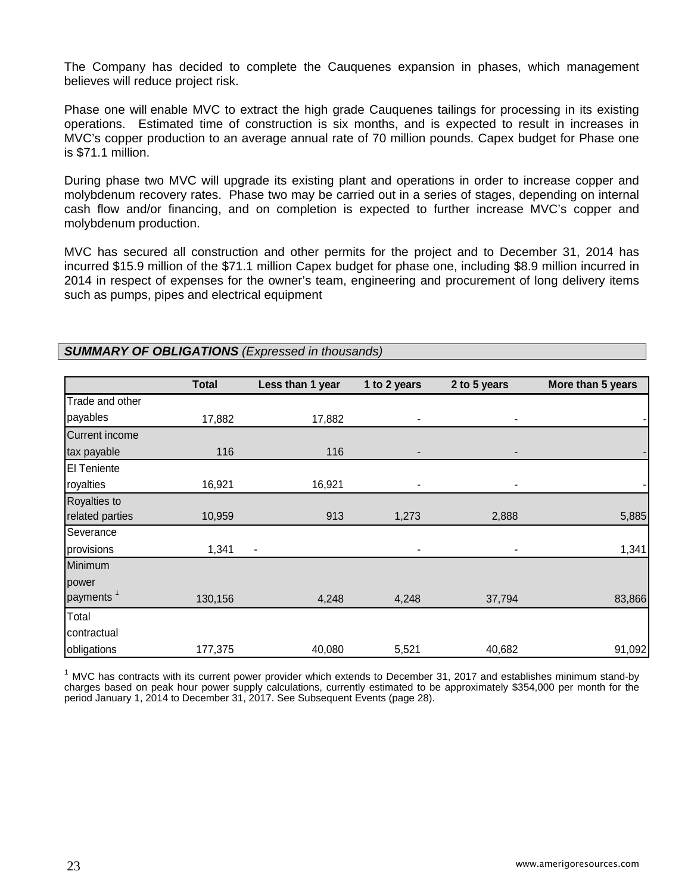The Company has decided to complete the Cauquenes expansion in phases, which management believes will reduce project risk.

Phase one will enable MVC to extract the high grade Cauquenes tailings for processing in its existing operations. Estimated time of construction is six months, and is expected to result in increases in MVC's copper production to an average annual rate of 70 million pounds. Capex budget for Phase one is $71.1 million.

During phase two MVC will upgrade its existing plant and operations in order to increase copper and molybdenum recovery rates. Phase two may be carried out in a series of stages, depending on internal cash flow and/or financing, and on completion is expected to further increase MVC's copper and molybdenum production.

MVC has secured all construction and other permits for the project and to December 31, 2014 has incurred $15.9 million of the $71.1 million Capex budget for phase one, including $8.9 million incurred in 2014 in respect of expenses for the owner's team, engineering and procurement of long delivery items such as pumps, pipes and electrical equipment

## ***SUMMARY OF OBLIGATIONS*** *(Expressed in thousands)*

| | Total | Less than 1 year | 1 to 2 years | 2 to 5 years | More than 5 years |
|---|---|---|---|---|---|
| Trade and other payables | 17,882 | 17,882 | - | - | - |
| Current income tax payable | 116 | 116 | - | - | - |
| El Teniente royalties | 16,921 | 16,921 | - | - | - |
| Royalties to related parties | 10,959 | 913 | 1,273 | 2,888 | 5,885 |
| Severance provisions | 1,341 | - | - | - | 1,341 |
| Minimum power payments [1] | 130,156 | 4,248 | 4,248 | 37,794 | 83,866 |
| Total contractual obligations | 177,375 | 40,080 | 5,521 | 40,682 | 91,092 |

[1] MVC has contracts with its current power provider which extends to December 31, 2017 and establishes minimum stand-by charges based on peak hour power supply calculations, currently estimated to be approximately $354,000 per month for the period January 1, 2014 to December 31, 2017. See Subsequent Events (page 28).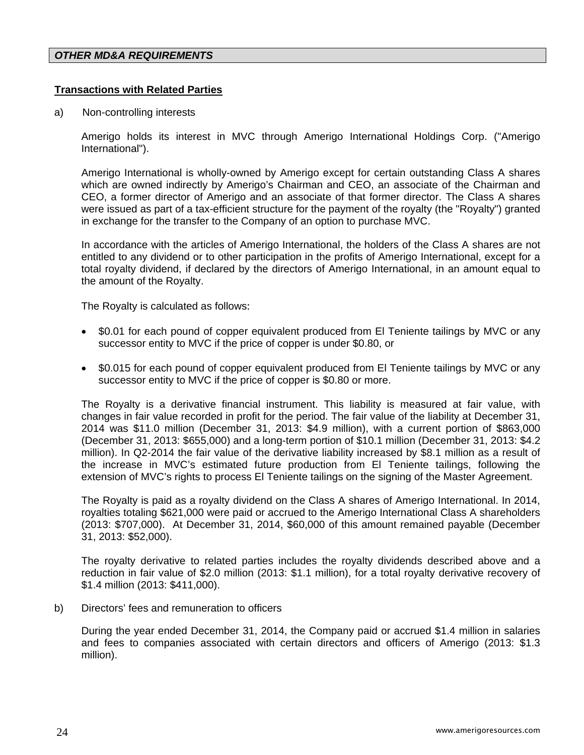## *OTHER MD&A REQUIREMENTS*

**Transactions with Related Parties**

a) Non-controlling interests

Amerigo holds its interest in MVC through Amerigo International Holdings Corp. ("Amerigo International").

Amerigo International is wholly-owned by Amerigo except for certain outstanding Class A shares which are owned indirectly by Amerigo's Chairman and CEO, an associate of the Chairman and CEO, a former director of Amerigo and an associate of that former director. The Class A shares were issued as part of a tax-efficient structure for the payment of the royalty (the "Royalty") granted in exchange for the transfer to the Company of an option to purchase MVC.

In accordance with the articles of Amerigo International, the holders of the Class A shares are not entitled to any dividend or to other participation in the profits of Amerigo International, except for a total royalty dividend, if declared by the directors of Amerigo International, in an amount equal to the amount of the Royalty.

The Royalty is calculated as follows:

- \$0.01 for each pound of copper equivalent produced from El Teniente tailings by MVC or any successor entity to MVC if the price of copper is under \$0.80, or
- \$0.015 for each pound of copper equivalent produced from El Teniente tailings by MVC or any successor entity to MVC if the price of copper is \$0.80 or more.

The Royalty is a derivative financial instrument. This liability is measured at fair value, with changes in fair value recorded in profit for the period. The fair value of the liability at December 31, 2014 was \$11.0 million (December 31, 2013: \$4.9 million), with a current portion of \$863,000 (December 31, 2013: \$655,000) and a long-term portion of \$10.1 million (December 31, 2013: \$4.2 million). In Q2-2014 the fair value of the derivative liability increased by \$8.1 million as a result of the increase in MVC's estimated future production from El Teniente tailings, following the extension of MVC's rights to process El Teniente tailings on the signing of the Master Agreement.

The Royalty is paid as a royalty dividend on the Class A shares of Amerigo International. In 2014, royalties totaling \$621,000 were paid or accrued to the Amerigo International Class A shareholders (2013: \$707,000). At December 31, 2014, \$60,000 of this amount remained payable (December 31, 2013: \$52,000).

The royalty derivative to related parties includes the royalty dividends described above and a reduction in fair value of \$2.0 million (2013: \$1.1 million), for a total royalty derivative recovery of \$1.4 million (2013: \$411,000).

b) Directors' fees and remuneration to officers

During the year ended December 31, 2014, the Company paid or accrued \$1.4 million in salaries and fees to companies associated with certain directors and officers of Amerigo (2013: \$1.3 million).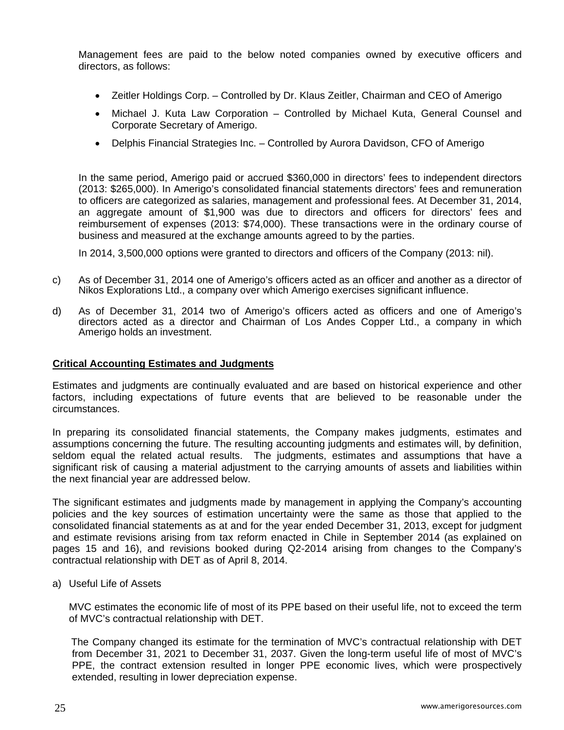Management fees are paid to the below noted companies owned by executive officers and directors, as follows:

- Zeitler Holdings Corp. – Controlled by Dr. Klaus Zeitler, Chairman and CEO of Amerigo
- Michael J. Kuta Law Corporation – Controlled by Michael Kuta, General Counsel and Corporate Secretary of Amerigo.
- Delphis Financial Strategies Inc. – Controlled by Aurora Davidson, CFO of Amerigo

In the same period, Amerigo paid or accrued $360,000 in directors' fees to independent directors (2013: $265,000). In Amerigo's consolidated financial statements directors' fees and remuneration to officers are categorized as salaries, management and professional fees. At December 31, 2014, an aggregate amount of $1,900 was due to directors and officers for directors' fees and reimbursement of expenses (2013: $74,000). These transactions were in the ordinary course of business and measured at the exchange amounts agreed to by the parties.

In 2014, 3,500,000 options were granted to directors and officers of the Company (2013: nil).

c) As of December 31, 2014 one of Amerigo's officers acted as an officer and another as a director of Nikos Explorations Ltd., a company over which Amerigo exercises significant influence.

d) As of December 31, 2014 two of Amerigo's officers acted as officers and one of Amerigo's directors acted as a director and Chairman of Los Andes Copper Ltd., a company in which Amerigo holds an investment.

## Critical Accounting Estimates and Judgments

Estimates and judgments are continually evaluated and are based on historical experience and other factors, including expectations of future events that are believed to be reasonable under the circumstances.

In preparing its consolidated financial statements, the Company makes judgments, estimates and assumptions concerning the future. The resulting accounting judgments and estimates will, by definition, seldom equal the related actual results. The judgments, estimates and assumptions that have a significant risk of causing a material adjustment to the carrying amounts of assets and liabilities within the next financial year are addressed below.

The significant estimates and judgments made by management in applying the Company's accounting policies and the key sources of estimation uncertainty were the same as those that applied to the consolidated financial statements as at and for the year ended December 31, 2013, except for judgment and estimate revisions arising from tax reform enacted in Chile in September 2014 (as explained on pages 15 and 16), and revisions booked during Q2-2014 arising from changes to the Company's contractual relationship with DET as of April 8, 2014.

a) Useful Life of Assets

MVC estimates the economic life of most of its PPE based on their useful life, not to exceed the term of MVC's contractual relationship with DET.

The Company changed its estimate for the termination of MVC's contractual relationship with DET from December 31, 2021 to December 31, 2037. Given the long-term useful life of most of MVC's PPE, the contract extension resulted in longer PPE economic lives, which were prospectively extended, resulting in lower depreciation expense.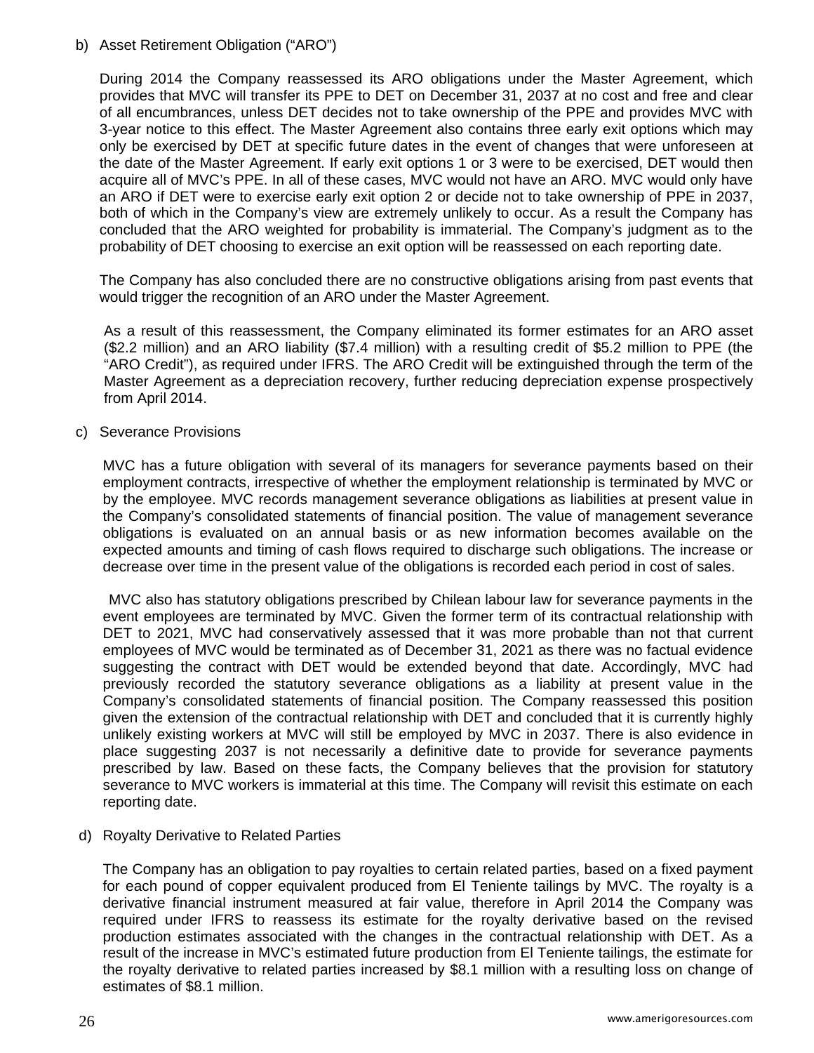b) Asset Retirement Obligation ("ARO")

During 2014 the Company reassessed its ARO obligations under the Master Agreement, which provides that MVC will transfer its PPE to DET on December 31, 2037 at no cost and free and clear of all encumbrances, unless DET decides not to take ownership of the PPE and provides MVC with 3-year notice to this effect. The Master Agreement also contains three early exit options which may only be exercised by DET at specific future dates in the event of changes that were unforeseen at the date of the Master Agreement. If early exit options 1 or 3 were to be exercised, DET would then acquire all of MVC's PPE. In all of these cases, MVC would not have an ARO. MVC would only have an ARO if DET were to exercise early exit option 2 or decide not to take ownership of PPE in 2037, both of which in the Company's view are extremely unlikely to occur. As a result the Company has concluded that the ARO weighted for probability is immaterial. The Company's judgment as to the probability of DET choosing to exercise an exit option will be reassessed on each reporting date.

The Company has also concluded there are no constructive obligations arising from past events that would trigger the recognition of an ARO under the Master Agreement.

As a result of this reassessment, the Company eliminated its former estimates for an ARO asset ($2.2 million) and an ARO liability ($7.4 million) with a resulting credit of $5.2 million to PPE (the "ARO Credit"), as required under IFRS. The ARO Credit will be extinguished through the term of the Master Agreement as a depreciation recovery, further reducing depreciation expense prospectively from April 2014.

c) Severance Provisions

MVC has a future obligation with several of its managers for severance payments based on their employment contracts, irrespective of whether the employment relationship is terminated by MVC or by the employee. MVC records management severance obligations as liabilities at present value in the Company's consolidated statements of financial position. The value of management severance obligations is evaluated on an annual basis or as new information becomes available on the expected amounts and timing of cash flows required to discharge such obligations. The increase or decrease over time in the present value of the obligations is recorded each period in cost of sales.

MVC also has statutory obligations prescribed by Chilean labour law for severance payments in the event employees are terminated by MVC. Given the former term of its contractual relationship with DET to 2021, MVC had conservatively assessed that it was more probable than not that current employees of MVC would be terminated as of December 31, 2021 as there was no factual evidence suggesting the contract with DET would be extended beyond that date. Accordingly, MVC had previously recorded the statutory severance obligations as a liability at present value in the Company's consolidated statements of financial position. The Company reassessed this position given the extension of the contractual relationship with DET and concluded that it is currently highly unlikely existing workers at MVC will still be employed by MVC in 2037. There is also evidence in place suggesting 2037 is not necessarily a definitive date to provide for severance payments prescribed by law. Based on these facts, the Company believes that the provision for statutory severance to MVC workers is immaterial at this time. The Company will revisit this estimate on each reporting date.

d) Royalty Derivative to Related Parties

The Company has an obligation to pay royalties to certain related parties, based on a fixed payment for each pound of copper equivalent produced from El Teniente tailings by MVC. The royalty is a derivative financial instrument measured at fair value, therefore in April 2014 the Company was required under IFRS to reassess its estimate for the royalty derivative based on the revised production estimates associated with the changes in the contractual relationship with DET. As a result of the increase in MVC's estimated future production from El Teniente tailings, the estimate for the royalty derivative to related parties increased by $8.1 million with a resulting loss on change of estimates of $8.1 million.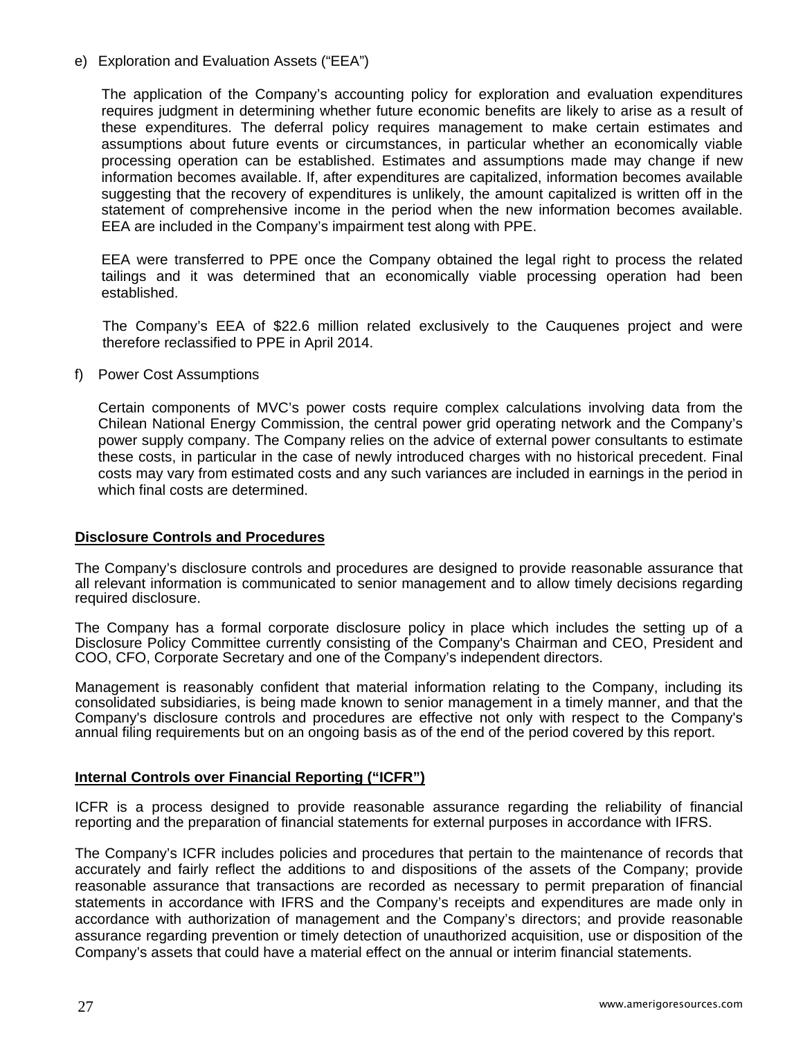e) Exploration and Evaluation Assets ("EEA")

The application of the Company's accounting policy for exploration and evaluation expenditures requires judgment in determining whether future economic benefits are likely to arise as a result of these expenditures. The deferral policy requires management to make certain estimates and assumptions about future events or circumstances, in particular whether an economically viable processing operation can be established. Estimates and assumptions made may change if new information becomes available. If, after expenditures are capitalized, information becomes available suggesting that the recovery of expenditures is unlikely, the amount capitalized is written off in the statement of comprehensive income in the period when the new information becomes available. EEA are included in the Company's impairment test along with PPE.

EEA were transferred to PPE once the Company obtained the legal right to process the related tailings and it was determined that an economically viable processing operation had been established.

The Company's EEA of $22.6 million related exclusively to the Cauquenes project and were therefore reclassified to PPE in April 2014.

f) Power Cost Assumptions

Certain components of MVC's power costs require complex calculations involving data from the Chilean National Energy Commission, the central power grid operating network and the Company's power supply company. The Company relies on the advice of external power consultants to estimate these costs, in particular in the case of newly introduced charges with no historical precedent. Final costs may vary from estimated costs and any such variances are included in earnings in the period in which final costs are determined.

## Disclosure Controls and Procedures

The Company's disclosure controls and procedures are designed to provide reasonable assurance that all relevant information is communicated to senior management and to allow timely decisions regarding required disclosure.

The Company has a formal corporate disclosure policy in place which includes the setting up of a Disclosure Policy Committee currently consisting of the Company's Chairman and CEO, President and COO, CFO, Corporate Secretary and one of the Company's independent directors.

Management is reasonably confident that material information relating to the Company, including its consolidated subsidiaries, is being made known to senior management in a timely manner, and that the Company's disclosure controls and procedures are effective not only with respect to the Company's annual filing requirements but on an ongoing basis as of the end of the period covered by this report.

## Internal Controls over Financial Reporting ("ICFR")

ICFR is a process designed to provide reasonable assurance regarding the reliability of financial reporting and the preparation of financial statements for external purposes in accordance with IFRS.

The Company's ICFR includes policies and procedures that pertain to the maintenance of records that accurately and fairly reflect the additions to and dispositions of the assets of the Company; provide reasonable assurance that transactions are recorded as necessary to permit preparation of financial statements in accordance with IFRS and the Company's receipts and expenditures are made only in accordance with authorization of management and the Company's directors; and provide reasonable assurance regarding prevention or timely detection of unauthorized acquisition, use or disposition of the Company's assets that could have a material effect on the annual or interim financial statements.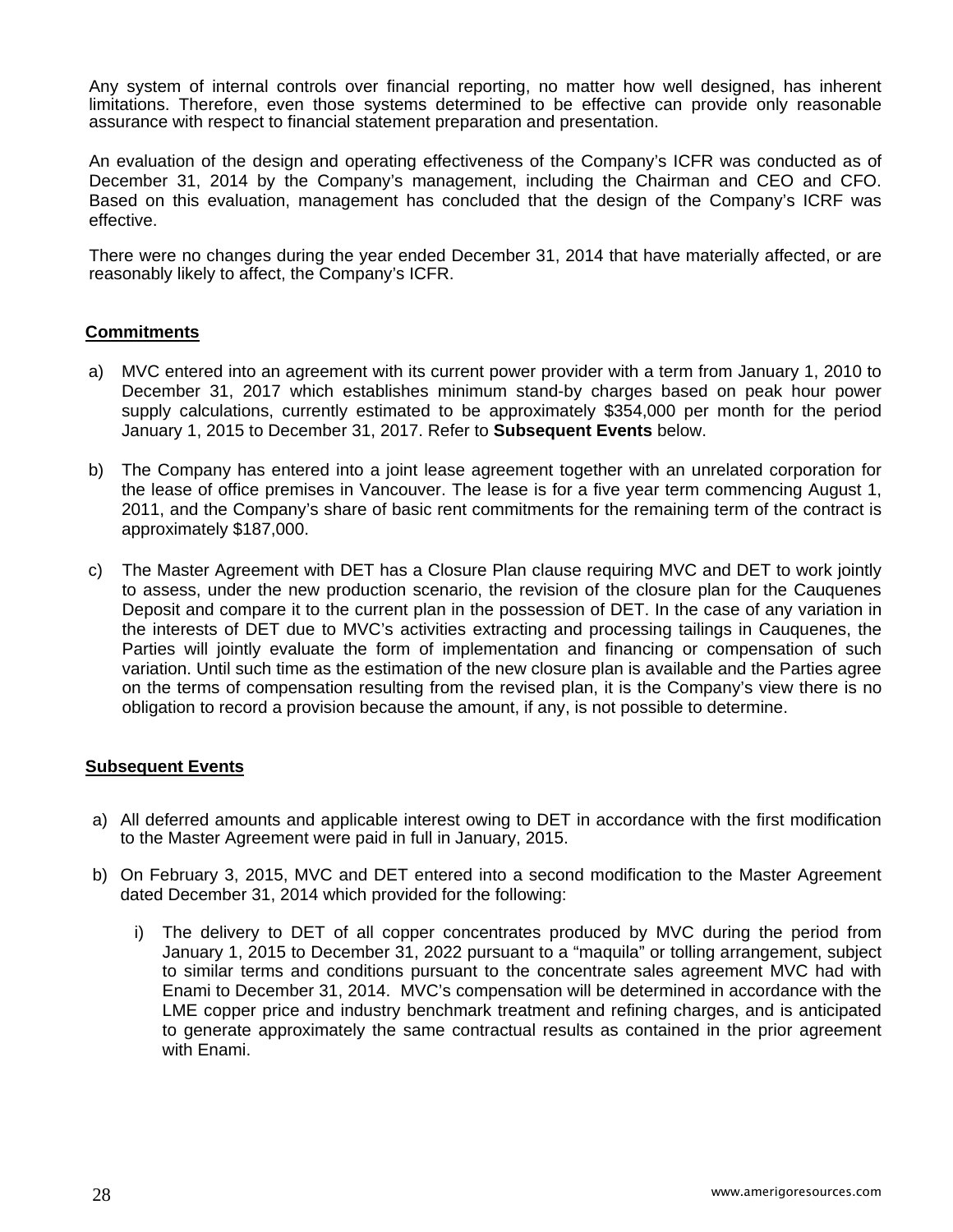Any system of internal controls over financial reporting, no matter how well designed, has inherent limitations. Therefore, even those systems determined to be effective can provide only reasonable assurance with respect to financial statement preparation and presentation.

An evaluation of the design and operating effectiveness of the Company's ICFR was conducted as of December 31, 2014 by the Company's management, including the Chairman and CEO and CFO. Based on this evaluation, management has concluded that the design of the Company's ICRF was effective.

There were no changes during the year ended December 31, 2014 that have materially affected, or are reasonably likely to affect, the Company's ICFR.

## Commitments

a) MVC entered into an agreement with its current power provider with a term from January 1, 2010 to December 31, 2017 which establishes minimum stand-by charges based on peak hour power supply calculations, currently estimated to be approximately $354,000 per month for the period January 1, 2015 to December 31, 2017. Refer to **Subsequent Events** below.

b) The Company has entered into a joint lease agreement together with an unrelated corporation for the lease of office premises in Vancouver. The lease is for a five year term commencing August 1, 2011, and the Company's share of basic rent commitments for the remaining term of the contract is approximately $187,000.

c) The Master Agreement with DET has a Closure Plan clause requiring MVC and DET to work jointly to assess, under the new production scenario, the revision of the closure plan for the Cauquenes Deposit and compare it to the current plan in the possession of DET. In the case of any variation in the interests of DET due to MVC's activities extracting and processing tailings in Cauquenes, the Parties will jointly evaluate the form of implementation and financing or compensation of such variation. Until such time as the estimation of the new closure plan is available and the Parties agree on the terms of compensation resulting from the revised plan, it is the Company's view there is no obligation to record a provision because the amount, if any, is not possible to determine.

## Subsequent Events

a) All deferred amounts and applicable interest owing to DET in accordance with the first modification to the Master Agreement were paid in full in January, 2015.

b) On February 3, 2015, MVC and DET entered into a second modification to the Master Agreement dated December 31, 2014 which provided for the following:

   i) The delivery to DET of all copper concentrates produced by MVC during the period from January 1, 2015 to December 31, 2022 pursuant to a "maquila" or tolling arrangement, subject to similar terms and conditions pursuant to the concentrate sales agreement MVC had with Enami to December 31, 2014. MVC's compensation will be determined in accordance with the LME copper price and industry benchmark treatment and refining charges, and is anticipated to generate approximately the same contractual results as contained in the prior agreement with Enami.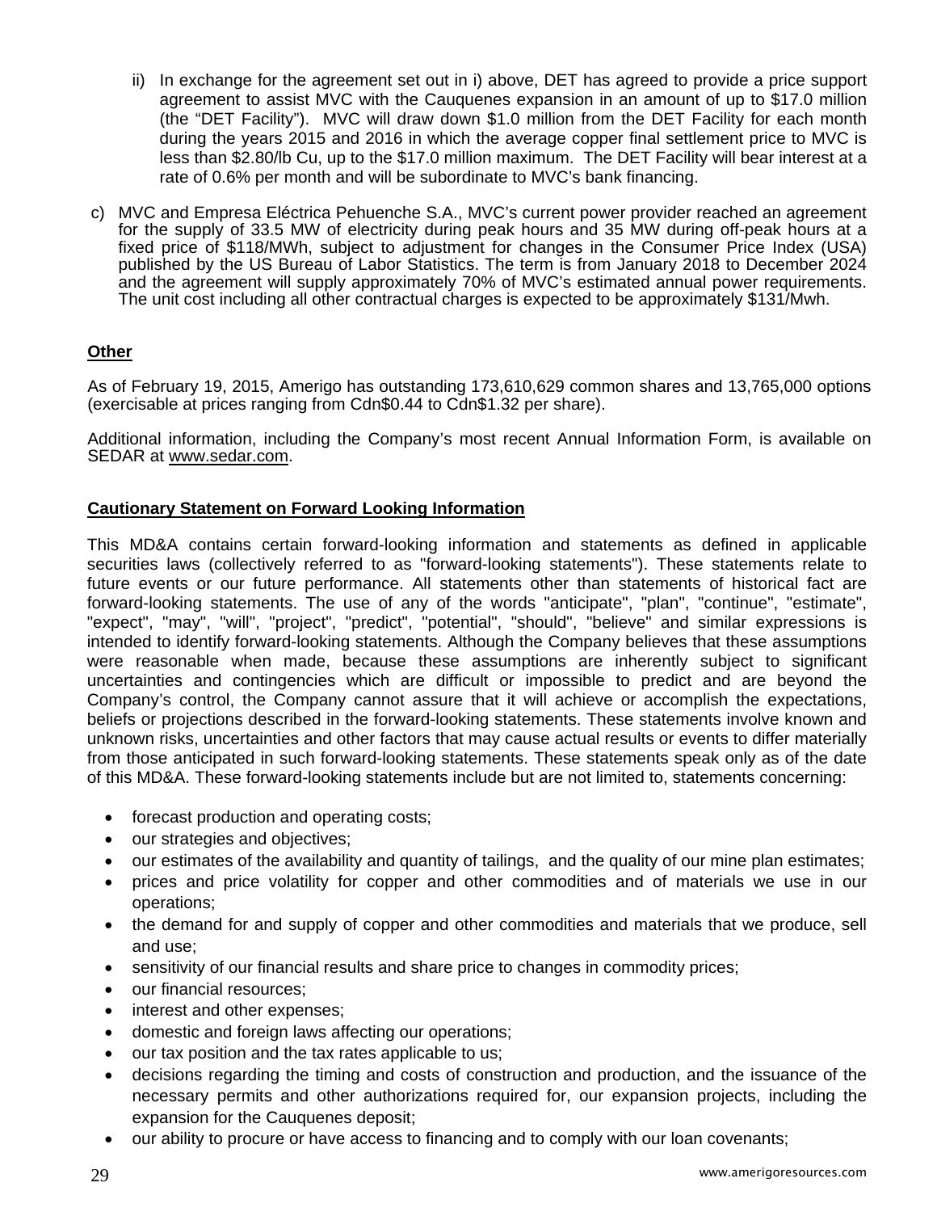ii) In exchange for the agreement set out in i) above, DET has agreed to provide a price support agreement to assist MVC with the Cauquenes expansion in an amount of up to $17.0 million (the "DET Facility"). MVC will draw down $1.0 million from the DET Facility for each month during the years 2015 and 2016 in which the average copper final settlement price to MVC is less than $2.80/lb Cu, up to the $17.0 million maximum. The DET Facility will bear interest at a rate of 0.6% per month and will be subordinate to MVC's bank financing.

c) MVC and Empresa Eléctrica Pehuenche S.A., MVC's current power provider reached an agreement for the supply of 33.5 MW of electricity during peak hours and 35 MW during off-peak hours at a fixed price of $118/MWh, subject to adjustment for changes in the Consumer Price Index (USA) published by the US Bureau of Labor Statistics. The term is from January 2018 to December 2024 and the agreement will supply approximately 70% of MVC's estimated annual power requirements. The unit cost including all other contractual charges is expected to be approximately $131/Mwh.

**Other**

As of February 19, 2015, Amerigo has outstanding 173,610,629 common shares and 13,765,000 options (exercisable at prices ranging from Cdn$0.44 to Cdn$1.32 per share).

Additional information, including the Company's most recent Annual Information Form, is available on SEDAR at www.sedar.com.

**Cautionary Statement on Forward Looking Information**

This MD&A contains certain forward-looking information and statements as defined in applicable securities laws (collectively referred to as "forward-looking statements"). These statements relate to future events or our future performance. All statements other than statements of historical fact are forward-looking statements. The use of any of the words "anticipate", "plan", "continue", "estimate", "expect", "may", "will", "project", "predict", "potential", "should", "believe" and similar expressions is intended to identify forward-looking statements. Although the Company believes that these assumptions were reasonable when made, because these assumptions are inherently subject to significant uncertainties and contingencies which are difficult or impossible to predict and are beyond the Company's control, the Company cannot assure that it will achieve or accomplish the expectations, beliefs or projections described in the forward-looking statements. These statements involve known and unknown risks, uncertainties and other factors that may cause actual results or events to differ materially from those anticipated in such forward-looking statements. These statements speak only as of the date of this MD&A. These forward-looking statements include but are not limited to, statements concerning:

- forecast production and operating costs;
- our strategies and objectives;
- our estimates of the availability and quantity of tailings, and the quality of our mine plan estimates;
- prices and price volatility for copper and other commodities and of materials we use in our operations;
- the demand for and supply of copper and other commodities and materials that we produce, sell and use;
- sensitivity of our financial results and share price to changes in commodity prices;
- our financial resources;
- interest and other expenses;
- domestic and foreign laws affecting our operations;
- our tax position and the tax rates applicable to us;
- decisions regarding the timing and costs of construction and production, and the issuance of the necessary permits and other authorizations required for, our expansion projects, including the expansion for the Cauquenes deposit;
- our ability to procure or have access to financing and to comply with our loan covenants;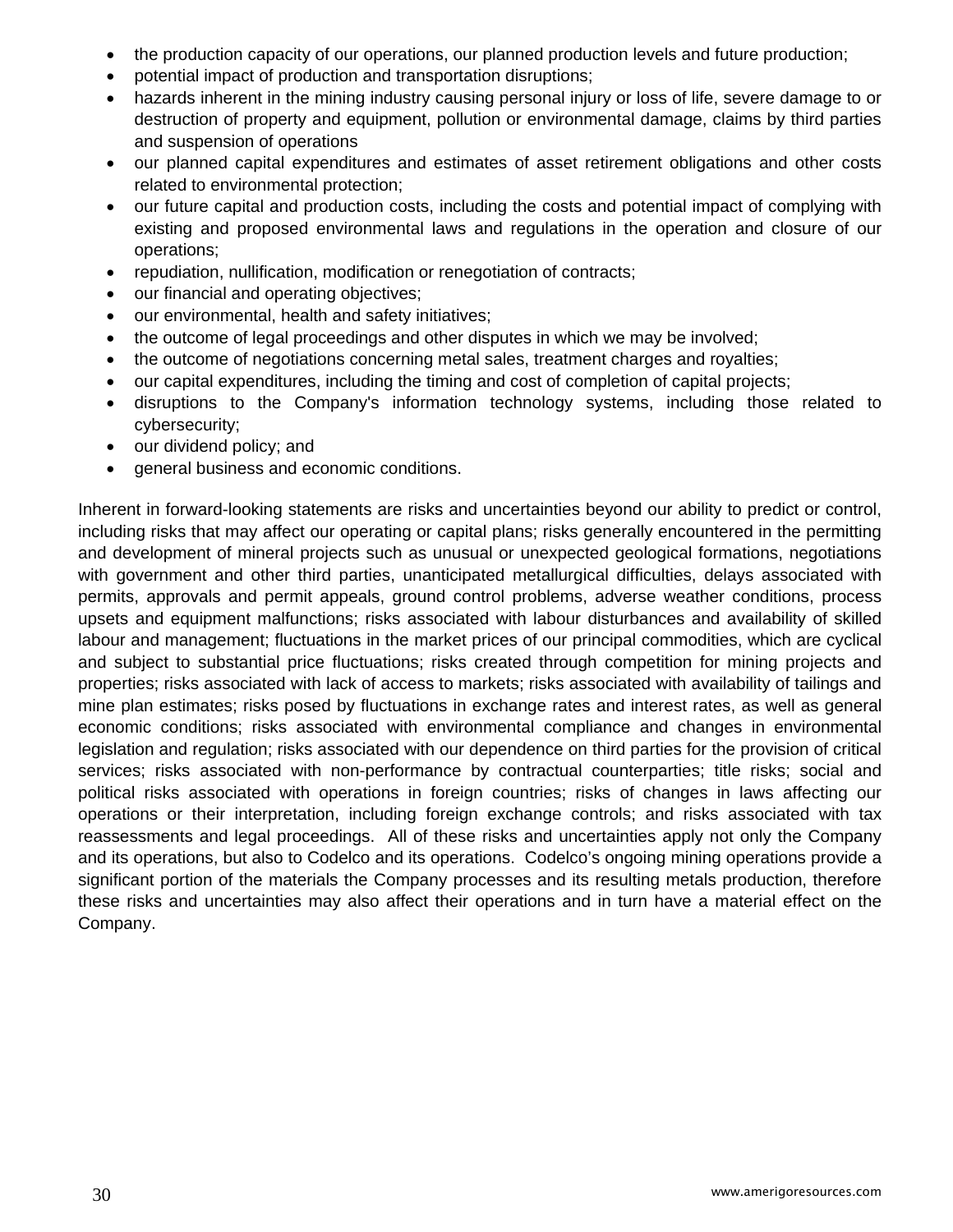- the production capacity of our operations, our planned production levels and future production;
- potential impact of production and transportation disruptions;
- hazards inherent in the mining industry causing personal injury or loss of life, severe damage to or destruction of property and equipment, pollution or environmental damage, claims by third parties and suspension of operations
- our planned capital expenditures and estimates of asset retirement obligations and other costs related to environmental protection;
- our future capital and production costs, including the costs and potential impact of complying with existing and proposed environmental laws and regulations in the operation and closure of our operations;
- repudiation, nullification, modification or renegotiation of contracts;
- our financial and operating objectives;
- our environmental, health and safety initiatives;
- the outcome of legal proceedings and other disputes in which we may be involved;
- the outcome of negotiations concerning metal sales, treatment charges and royalties;
- our capital expenditures, including the timing and cost of completion of capital projects;
- disruptions to the Company's information technology systems, including those related to cybersecurity;
- our dividend policy; and
- general business and economic conditions.

Inherent in forward-looking statements are risks and uncertainties beyond our ability to predict or control, including risks that may affect our operating or capital plans; risks generally encountered in the permitting and development of mineral projects such as unusual or unexpected geological formations, negotiations with government and other third parties, unanticipated metallurgical difficulties, delays associated with permits, approvals and permit appeals, ground control problems, adverse weather conditions, process upsets and equipment malfunctions; risks associated with labour disturbances and availability of skilled labour and management; fluctuations in the market prices of our principal commodities, which are cyclical and subject to substantial price fluctuations; risks created through competition for mining projects and properties; risks associated with lack of access to markets; risks associated with availability of tailings and mine plan estimates; risks posed by fluctuations in exchange rates and interest rates, as well as general economic conditions; risks associated with environmental compliance and changes in environmental legislation and regulation; risks associated with our dependence on third parties for the provision of critical services; risks associated with non-performance by contractual counterparties; title risks; social and political risks associated with operations in foreign countries; risks of changes in laws affecting our operations or their interpretation, including foreign exchange controls; and risks associated with tax reassessments and legal proceedings. All of these risks and uncertainties apply not only the Company and its operations, but also to Codelco and its operations. Codelco's ongoing mining operations provide a significant portion of the materials the Company processes and its resulting metals production, therefore these risks and uncertainties may also affect their operations and in turn have a material effect on the Company.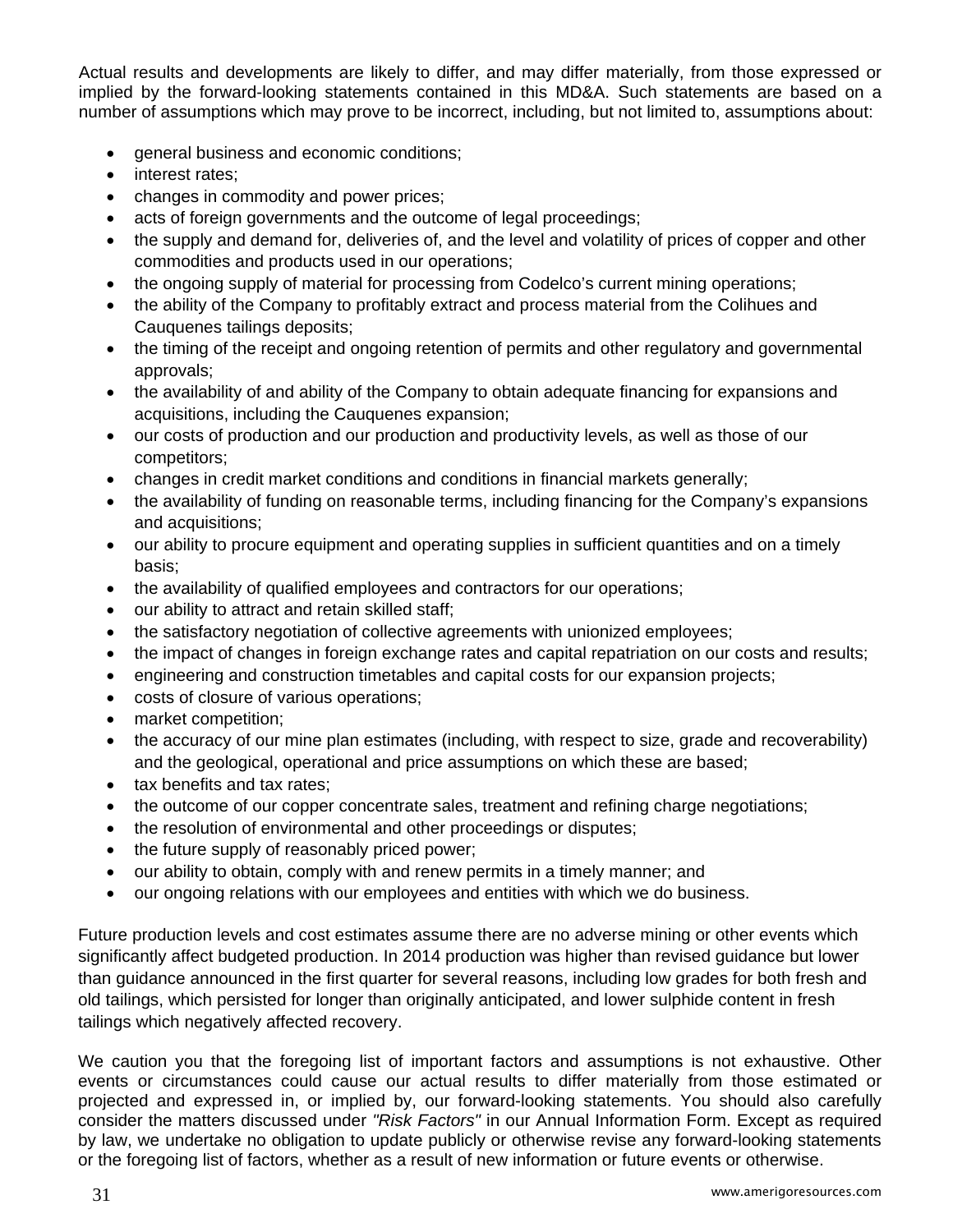Actual results and developments are likely to differ, and may differ materially, from those expressed or implied by the forward-looking statements contained in this MD&A. Such statements are based on a number of assumptions which may prove to be incorrect, including, but not limited to, assumptions about:

- general business and economic conditions;
- interest rates;
- changes in commodity and power prices;
- acts of foreign governments and the outcome of legal proceedings;
- the supply and demand for, deliveries of, and the level and volatility of prices of copper and other commodities and products used in our operations;
- the ongoing supply of material for processing from Codelco's current mining operations;
- the ability of the Company to profitably extract and process material from the Colihues and Cauquenes tailings deposits;
- the timing of the receipt and ongoing retention of permits and other regulatory and governmental approvals;
- the availability of and ability of the Company to obtain adequate financing for expansions and acquisitions, including the Cauquenes expansion;
- our costs of production and our production and productivity levels, as well as those of our competitors;
- changes in credit market conditions and conditions in financial markets generally;
- the availability of funding on reasonable terms, including financing for the Company's expansions and acquisitions;
- our ability to procure equipment and operating supplies in sufficient quantities and on a timely basis;
- the availability of qualified employees and contractors for our operations;
- our ability to attract and retain skilled staff;
- the satisfactory negotiation of collective agreements with unionized employees;
- the impact of changes in foreign exchange rates and capital repatriation on our costs and results;
- engineering and construction timetables and capital costs for our expansion projects;
- costs of closure of various operations;
- market competition;
- the accuracy of our mine plan estimates (including, with respect to size, grade and recoverability) and the geological, operational and price assumptions on which these are based;
- tax benefits and tax rates;
- the outcome of our copper concentrate sales, treatment and refining charge negotiations;
- the resolution of environmental and other proceedings or disputes;
- the future supply of reasonably priced power;
- our ability to obtain, comply with and renew permits in a timely manner; and
- our ongoing relations with our employees and entities with which we do business.

Future production levels and cost estimates assume there are no adverse mining or other events which significantly affect budgeted production. In 2014 production was higher than revised guidance but lower than guidance announced in the first quarter for several reasons, including low grades for both fresh and old tailings, which persisted for longer than originally anticipated, and lower sulphide content in fresh tailings which negatively affected recovery.

We caution you that the foregoing list of important factors and assumptions is not exhaustive. Other events or circumstances could cause our actual results to differ materially from those estimated or projected and expressed in, or implied by, our forward-looking statements. You should also carefully consider the matters discussed under *"Risk Factors"* in our Annual Information Form. Except as required by law, we undertake no obligation to update publicly or otherwise revise any forward-looking statements or the foregoing list of factors, whether as a result of new information or future events or otherwise.